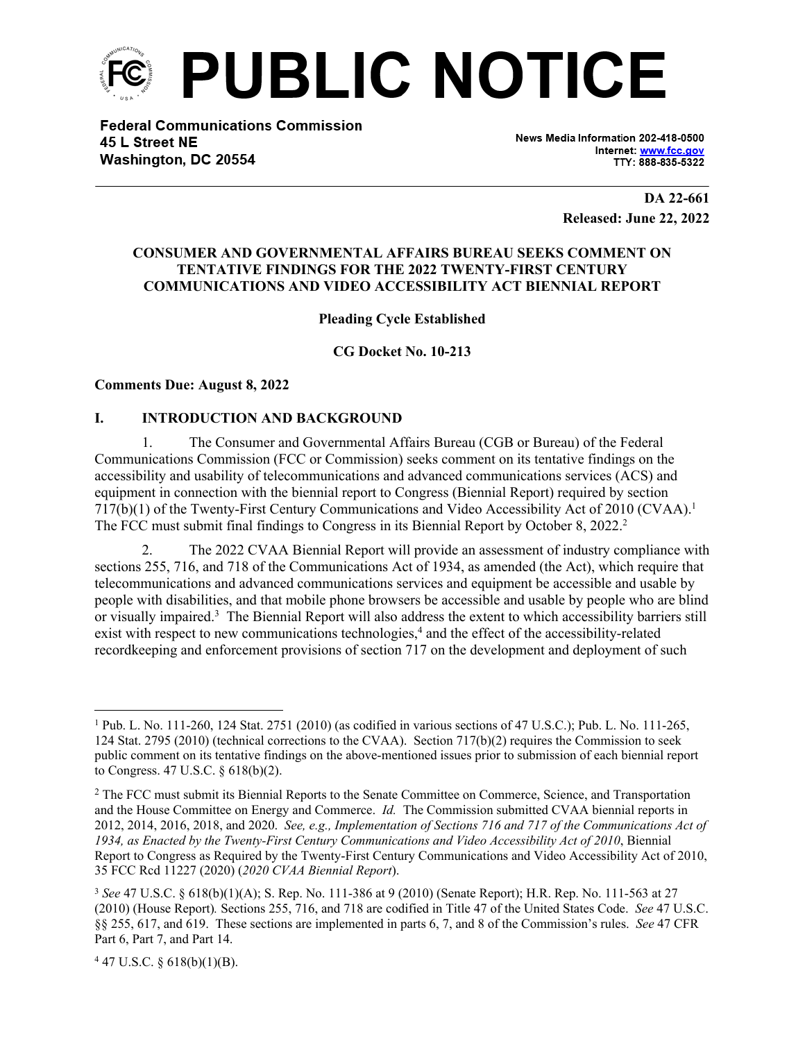# PUBLIC NOTICE

**Federal Communications Commission**
**45 L Street NE**
**Washington, DC 20554**

News Media Information 202-418-0500
Internet: www.fcc.gov
TTY: 888-835-5322

**DA 22-661**
**Released: June 22, 2022**

**CONSUMER AND GOVERNMENTAL AFFAIRS BUREAU SEEKS COMMENT ON TENTATIVE FINDINGS FOR THE 2022 TWENTY-FIRST CENTURY COMMUNICATIONS AND VIDEO ACCESSIBILITY ACT BIENNIAL REPORT**

**Pleading Cycle Established**

**CG Docket No. 10-213**

**Comments Due: August 8, 2022**

## I. INTRODUCTION AND BACKGROUND

1. The Consumer and Governmental Affairs Bureau (CGB or Bureau) of the Federal Communications Commission (FCC or Commission) seeks comment on its tentative findings on the accessibility and usability of telecommunications and advanced communications services (ACS) and equipment in connection with the biennial report to Congress (Biennial Report) required by section 717(b)(1) of the Twenty-First Century Communications and Video Accessibility Act of 2010 (CVAA).[1] The FCC must submit final findings to Congress in its Biennial Report by October 8, 2022.[2]

2. The 2022 CVAA Biennial Report will provide an assessment of industry compliance with sections 255, 716, and 718 of the Communications Act of 1934, as amended (the Act), which require that telecommunications and advanced communications services and equipment be accessible and usable by people with disabilities, and that mobile phone browsers be accessible and usable by people who are blind or visually impaired.[3] The Biennial Report will also address the extent to which accessibility barriers still exist with respect to new communications technologies,[4] and the effect of the accessibility-related recordkeeping and enforcement provisions of section 717 on the development and deployment of such

---

[1] Pub. L. No. 111-260, 124 Stat. 2751 (2010) (as codified in various sections of 47 U.S.C.); Pub. L. No. 111-265, 124 Stat. 2795 (2010) (technical corrections to the CVAA). Section 717(b)(2) requires the Commission to seek public comment on its tentative findings on the above-mentioned issues prior to submission of each biennial report to Congress. 47 U.S.C. § 618(b)(2).

[2] The FCC must submit its Biennial Reports to the Senate Committee on Commerce, Science, and Transportation and the House Committee on Energy and Commerce. *Id.* The Commission submitted CVAA biennial reports in 2012, 2014, 2016, 2018, and 2020. *See, e.g., Implementation of Sections 716 and 717 of the Communications Act of 1934, as Enacted by the Twenty-First Century Communications and Video Accessibility Act of 2010*, Biennial Report to Congress as Required by the Twenty-First Century Communications and Video Accessibility Act of 2010, 35 FCC Rcd 11227 (2020) (*2020 CVAA Biennial Report*).

[3] *See* 47 U.S.C. § 618(b)(1)(A); S. Rep. No. 111-386 at 9 (2010) (Senate Report); H.R. Rep. No. 111-563 at 27 (2010) (House Report)*.* Sections 255, 716, and 718 are codified in Title 47 of the United States Code. *See* 47 U.S.C. §§ 255, 617, and 619. These sections are implemented in parts 6, 7, and 8 of the Commission's rules. *See* 47 CFR Part 6, Part 7, and Part 14.

[4] 47 U.S.C. § 618(b)(1)(B).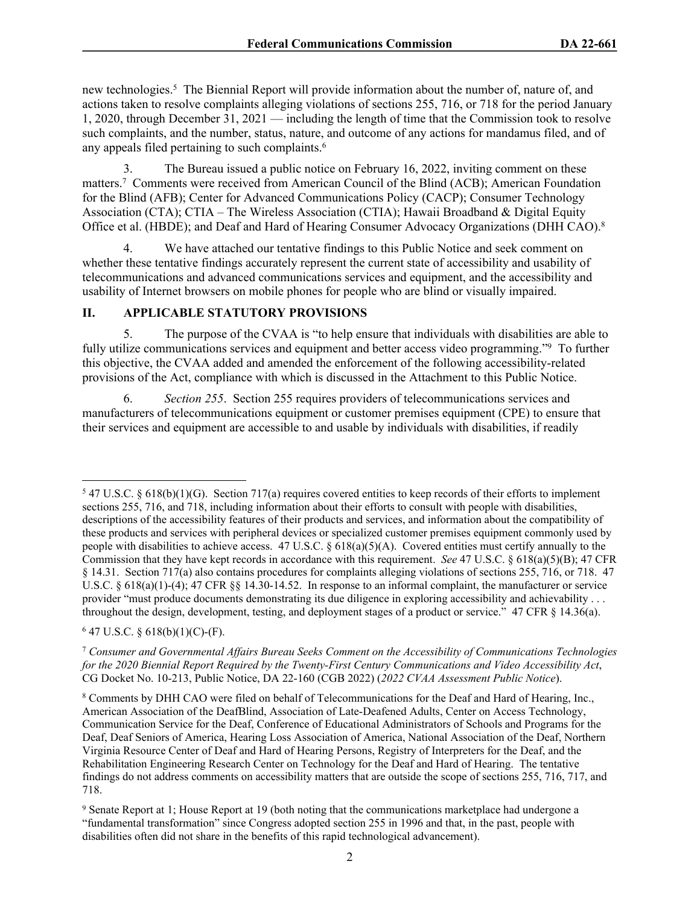new technologies.[5] The Biennial Report will provide information about the number of, nature of, and actions taken to resolve complaints alleging violations of sections 255, 716, or 718 for the period January 1, 2020, through December 31, 2021 — including the length of time that the Commission took to resolve such complaints, and the number, status, nature, and outcome of any actions for mandamus filed, and of any appeals filed pertaining to such complaints.[6]

3. The Bureau issued a public notice on February 16, 2022, inviting comment on these matters.[7] Comments were received from American Council of the Blind (ACB); American Foundation for the Blind (AFB); Center for Advanced Communications Policy (CACP); Consumer Technology Association (CTA); CTIA – The Wireless Association (CTIA); Hawaii Broadband & Digital Equity Office et al. (HBDE); and Deaf and Hard of Hearing Consumer Advocacy Organizations (DHH CAO).[8]

4. We have attached our tentative findings to this Public Notice and seek comment on whether these tentative findings accurately represent the current state of accessibility and usability of telecommunications and advanced communications services and equipment, and the accessibility and usability of Internet browsers on mobile phones for people who are blind or visually impaired.

## II. APPLICABLE STATUTORY PROVISIONS

5. The purpose of the CVAA is "to help ensure that individuals with disabilities are able to fully utilize communications services and equipment and better access video programming."[9] To further this objective, the CVAA added and amended the enforcement of the following accessibility-related provisions of the Act, compliance with which is discussed in the Attachment to this Public Notice.

6. *Section 255*. Section 255 requires providers of telecommunications services and manufacturers of telecommunications equipment or customer premises equipment (CPE) to ensure that their services and equipment are accessible to and usable by individuals with disabilities, if readily

---

[5] 47 U.S.C. § 618(b)(1)(G). Section 717(a) requires covered entities to keep records of their efforts to implement sections 255, 716, and 718, including information about their efforts to consult with people with disabilities, descriptions of the accessibility features of their products and services, and information about the compatibility of these products and services with peripheral devices or specialized customer premises equipment commonly used by people with disabilities to achieve access. 47 U.S.C. § 618(a)(5)(A). Covered entities must certify annually to the Commission that they have kept records in accordance with this requirement. *See* 47 U.S.C. § 618(a)(5)(B); 47 CFR § 14.31. Section 717(a) also contains procedures for complaints alleging violations of sections 255, 716, or 718. 47 U.S.C. § 618(a)(1)-(4); 47 CFR §§ 14.30-14.52. In response to an informal complaint, the manufacturer or service provider "must produce documents demonstrating its due diligence in exploring accessibility and achievability . . . throughout the design, development, testing, and deployment stages of a product or service." 47 CFR § 14.36(a).

[6] 47 U.S.C. § 618(b)(1)(C)-(F).

[7] *Consumer and Governmental Affairs Bureau Seeks Comment on the Accessibility of Communications Technologies for the 2020 Biennial Report Required by the Twenty-First Century Communications and Video Accessibility Act*, CG Docket No. 10-213, Public Notice, DA 22-160 (CGB 2022) (*2022 CVAA Assessment Public Notice*).

[8] Comments by DHH CAO were filed on behalf of Telecommunications for the Deaf and Hard of Hearing, Inc., American Association of the DeafBlind, Association of Late-Deafened Adults, Center on Access Technology, Communication Service for the Deaf, Conference of Educational Administrators of Schools and Programs for the Deaf, Deaf Seniors of America, Hearing Loss Association of America, National Association of the Deaf, Northern Virginia Resource Center of Deaf and Hard of Hearing Persons, Registry of Interpreters for the Deaf, and the Rehabilitation Engineering Research Center on Technology for the Deaf and Hard of Hearing. The tentative findings do not address comments on accessibility matters that are outside the scope of sections 255, 716, 717, and 718.

[9] Senate Report at 1; House Report at 19 (both noting that the communications marketplace had undergone a "fundamental transformation" since Congress adopted section 255 in 1996 and that, in the past, people with disabilities often did not share in the benefits of this rapid technological advancement).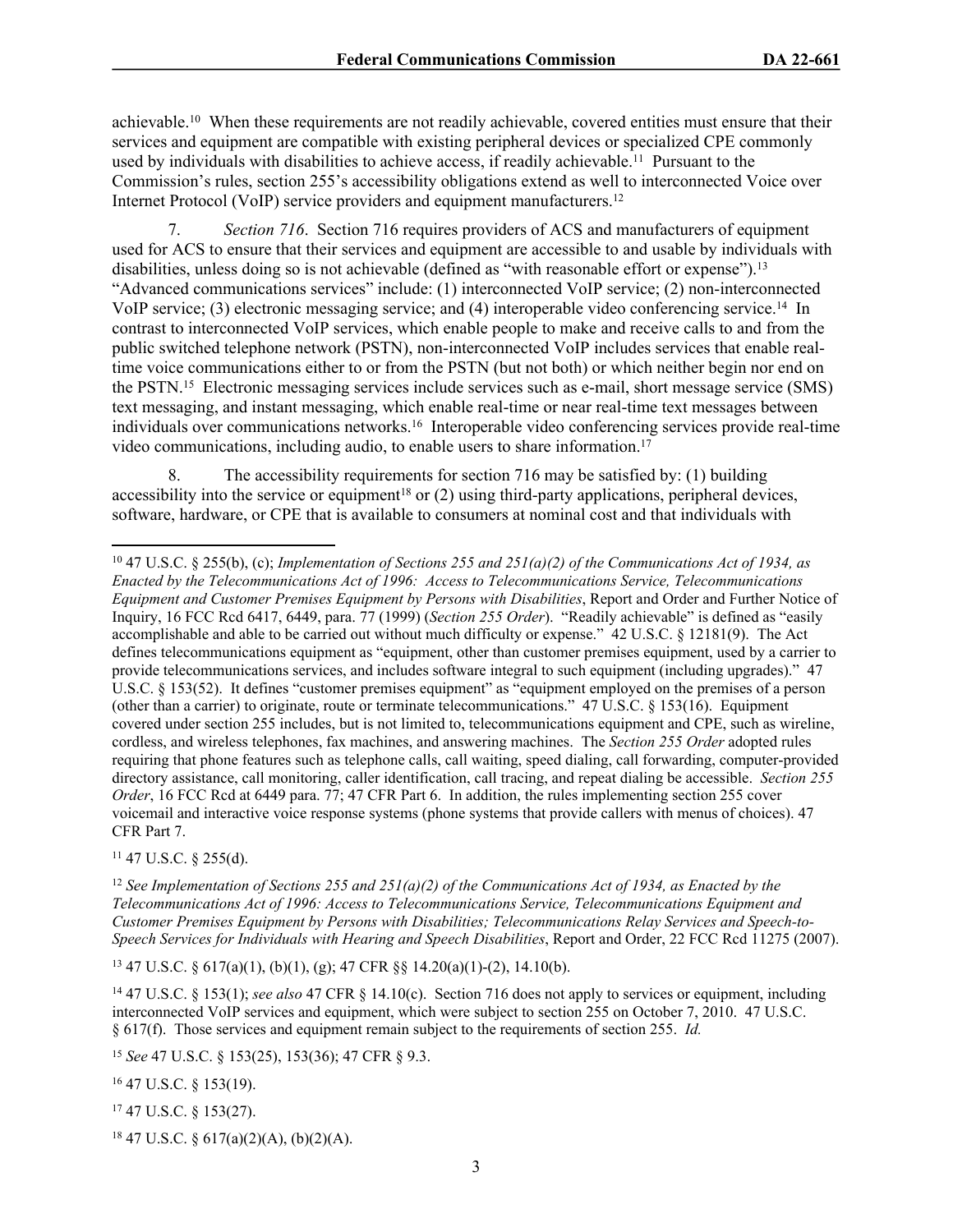achievable.[10] When these requirements are not readily achievable, covered entities must ensure that their services and equipment are compatible with existing peripheral devices or specialized CPE commonly used by individuals with disabilities to achieve access, if readily achievable.[11] Pursuant to the Commission's rules, section 255's accessibility obligations extend as well to interconnected Voice over Internet Protocol (VoIP) service providers and equipment manufacturers.[12]

7. *Section 716*. Section 716 requires providers of ACS and manufacturers of equipment used for ACS to ensure that their services and equipment are accessible to and usable by individuals with disabilities, unless doing so is not achievable (defined as "with reasonable effort or expense").[13] "Advanced communications services" include: (1) interconnected VoIP service; (2) non-interconnected VoIP service; (3) electronic messaging service; and (4) interoperable video conferencing service.[14] In contrast to interconnected VoIP services, which enable people to make and receive calls to and from the public switched telephone network (PSTN), non-interconnected VoIP includes services that enable real-time voice communications either to or from the PSTN (but not both) or which neither begin nor end on the PSTN.[15] Electronic messaging services include services such as e-mail, short message service (SMS) text messaging, and instant messaging, which enable real-time or near real-time text messages between individuals over communications networks.[16] Interoperable video conferencing services provide real-time video communications, including audio, to enable users to share information.[17]

8. The accessibility requirements for section 716 may be satisfied by: (1) building accessibility into the service or equipment[18] or (2) using third-party applications, peripheral devices, software, hardware, or CPE that is available to consumers at nominal cost and that individuals with

---

[10] 47 U.S.C. § 255(b), (c); *Implementation of Sections 255 and 251(a)(2) of the Communications Act of 1934, as Enacted by the Telecommunications Act of 1996: Access to Telecommunications Service, Telecommunications Equipment and Customer Premises Equipment by Persons with Disabilities*, Report and Order and Further Notice of Inquiry, 16 FCC Rcd 6417, 6449, para. 77 (1999) (*Section 255 Order*). "Readily achievable" is defined as "easily accomplishable and able to be carried out without much difficulty or expense." 42 U.S.C. § 12181(9). The Act defines telecommunications equipment as "equipment, other than customer premises equipment, used by a carrier to provide telecommunications services, and includes software integral to such equipment (including upgrades)." 47 U.S.C. § 153(52). It defines "customer premises equipment" as "equipment employed on the premises of a person (other than a carrier) to originate, route or terminate telecommunications." 47 U.S.C. § 153(16). Equipment covered under section 255 includes, but is not limited to, telecommunications equipment and CPE, such as wireline, cordless, and wireless telephones, fax machines, and answering machines. The *Section 255 Order* adopted rules requiring that phone features such as telephone calls, call waiting, speed dialing, call forwarding, computer-provided directory assistance, call monitoring, caller identification, call tracing, and repeat dialing be accessible. *Section 255 Order*, 16 FCC Rcd at 6449 para. 77; 47 CFR Part 6. In addition, the rules implementing section 255 cover voicemail and interactive voice response systems (phone systems that provide callers with menus of choices). 47 CFR Part 7.

[11] 47 U.S.C. § 255(d).

[12] *See Implementation of Sections 255 and 251(a)(2) of the Communications Act of 1934, as Enacted by the Telecommunications Act of 1996: Access to Telecommunications Service, Telecommunications Equipment and Customer Premises Equipment by Persons with Disabilities; Telecommunications Relay Services and Speech-to-Speech Services for Individuals with Hearing and Speech Disabilities*, Report and Order, 22 FCC Rcd 11275 (2007).

[13] 47 U.S.C. § 617(a)(1), (b)(1), (g); 47 CFR §§ 14.20(a)(1)-(2), 14.10(b).

[14] 47 U.S.C. § 153(1); *see also* 47 CFR § 14.10(c). Section 716 does not apply to services or equipment, including interconnected VoIP services and equipment, which were subject to section 255 on October 7, 2010. 47 U.S.C. § 617(f). Those services and equipment remain subject to the requirements of section 255. *Id.*

[15] *See* 47 U.S.C. § 153(25), 153(36); 47 CFR § 9.3.

[16] 47 U.S.C. § 153(19).

[17] 47 U.S.C. § 153(27).

[18] 47 U.S.C. § 617(a)(2)(A), (b)(2)(A).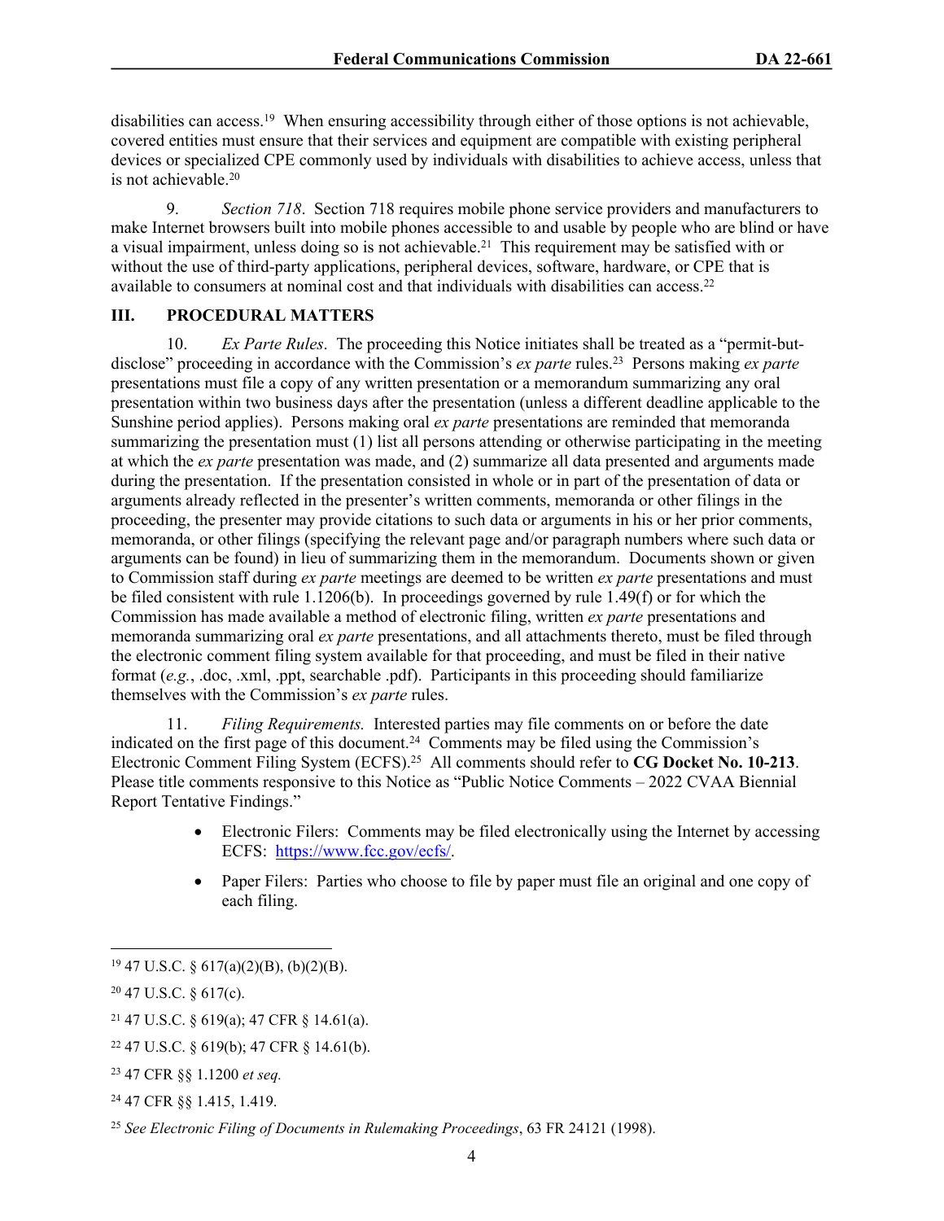disabilities can access.[19] When ensuring accessibility through either of those options is not achievable, covered entities must ensure that their services and equipment are compatible with existing peripheral devices or specialized CPE commonly used by individuals with disabilities to achieve access, unless that is not achievable.[20]

9. *Section 718*. Section 718 requires mobile phone service providers and manufacturers to make Internet browsers built into mobile phones accessible to and usable by people who are blind or have a visual impairment, unless doing so is not achievable.[21] This requirement may be satisfied with or without the use of third-party applications, peripheral devices, software, hardware, or CPE that is available to consumers at nominal cost and that individuals with disabilities can access.[22]

## III. PROCEDURAL MATTERS

10. *Ex Parte Rules*. The proceeding this Notice initiates shall be treated as a "permit-but-disclose" proceeding in accordance with the Commission's *ex parte* rules.[23] Persons making *ex parte* presentations must file a copy of any written presentation or a memorandum summarizing any oral presentation within two business days after the presentation (unless a different deadline applicable to the Sunshine period applies). Persons making oral *ex parte* presentations are reminded that memoranda summarizing the presentation must (1) list all persons attending or otherwise participating in the meeting at which the *ex parte* presentation was made, and (2) summarize all data presented and arguments made during the presentation. If the presentation consisted in whole or in part of the presentation of data or arguments already reflected in the presenter's written comments, memoranda or other filings in the proceeding, the presenter may provide citations to such data or arguments in his or her prior comments, memoranda, or other filings (specifying the relevant page and/or paragraph numbers where such data or arguments can be found) in lieu of summarizing them in the memorandum. Documents shown or given to Commission staff during *ex parte* meetings are deemed to be written *ex parte* presentations and must be filed consistent with rule 1.1206(b). In proceedings governed by rule 1.49(f) or for which the Commission has made available a method of electronic filing, written *ex parte* presentations and memoranda summarizing oral *ex parte* presentations, and all attachments thereto, must be filed through the electronic comment filing system available for that proceeding, and must be filed in their native format (*e.g.*, .doc, .xml, .ppt, searchable .pdf). Participants in this proceeding should familiarize themselves with the Commission's *ex parte* rules.

11. *Filing Requirements.* Interested parties may file comments on or before the date indicated on the first page of this document.[24] Comments may be filed using the Commission's Electronic Comment Filing System (ECFS).[25] All comments should refer to **CG Docket No. 10-213**. Please title comments responsive to this Notice as "Public Notice Comments – 2022 CVAA Biennial Report Tentative Findings."

- Electronic Filers: Comments may be filed electronically using the Internet by accessing ECFS: https://www.fcc.gov/ecfs/.
- Paper Filers: Parties who choose to file by paper must file an original and one copy of each filing.

---

[19] 47 U.S.C. § 617(a)(2)(B), (b)(2)(B).

[20] 47 U.S.C. § 617(c).

[21] 47 U.S.C. § 619(a); 47 CFR § 14.61(a).

[22] 47 U.S.C. § 619(b); 47 CFR § 14.61(b).

[23] 47 CFR §§ 1.1200 *et seq.*

[24] 47 CFR §§ 1.415, 1.419.

[25] *See Electronic Filing of Documents in Rulemaking Proceedings*, 63 FR 24121 (1998).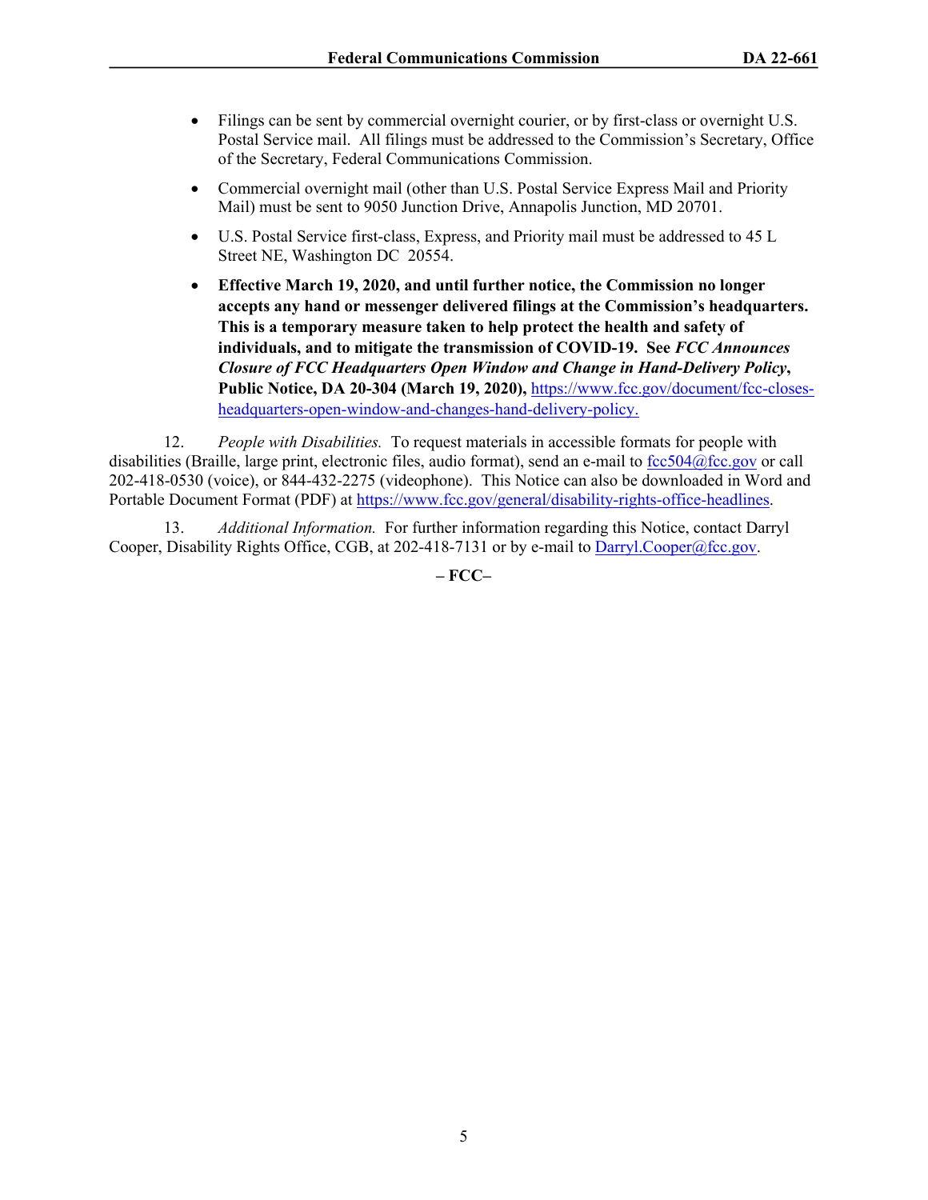- Filings can be sent by commercial overnight courier, or by first-class or overnight U.S. Postal Service mail. All filings must be addressed to the Commission's Secretary, Office of the Secretary, Federal Communications Commission.

- Commercial overnight mail (other than U.S. Postal Service Express Mail and Priority Mail) must be sent to 9050 Junction Drive, Annapolis Junction, MD 20701.

- U.S. Postal Service first-class, Express, and Priority mail must be addressed to 45 L Street NE, Washington DC 20554.

- **Effective March 19, 2020, and until further notice, the Commission no longer accepts any hand or messenger delivered filings at the Commission's headquarters. This is a temporary measure taken to help protect the health and safety of individuals, and to mitigate the transmission of COVID-19. See *FCC Announces Closure of FCC Headquarters Open Window and Change in Hand-Delivery Policy*, Public Notice, DA 20-304 (March 19, 2020),** https://www.fcc.gov/document/fcc-closes-headquarters-open-window-and-changes-hand-delivery-policy.

12. *People with Disabilities.* To request materials in accessible formats for people with disabilities (Braille, large print, electronic files, audio format), send an e-mail to fcc504@fcc.gov or call 202-418-0530 (voice), or 844-432-2275 (videophone). This Notice can also be downloaded in Word and Portable Document Format (PDF) at https://www.fcc.gov/general/disability-rights-office-headlines.

13. *Additional Information.* For further information regarding this Notice, contact Darryl Cooper, Disability Rights Office, CGB, at 202-418-7131 or by e-mail to Darryl.Cooper@fcc.gov.

**– FCC–**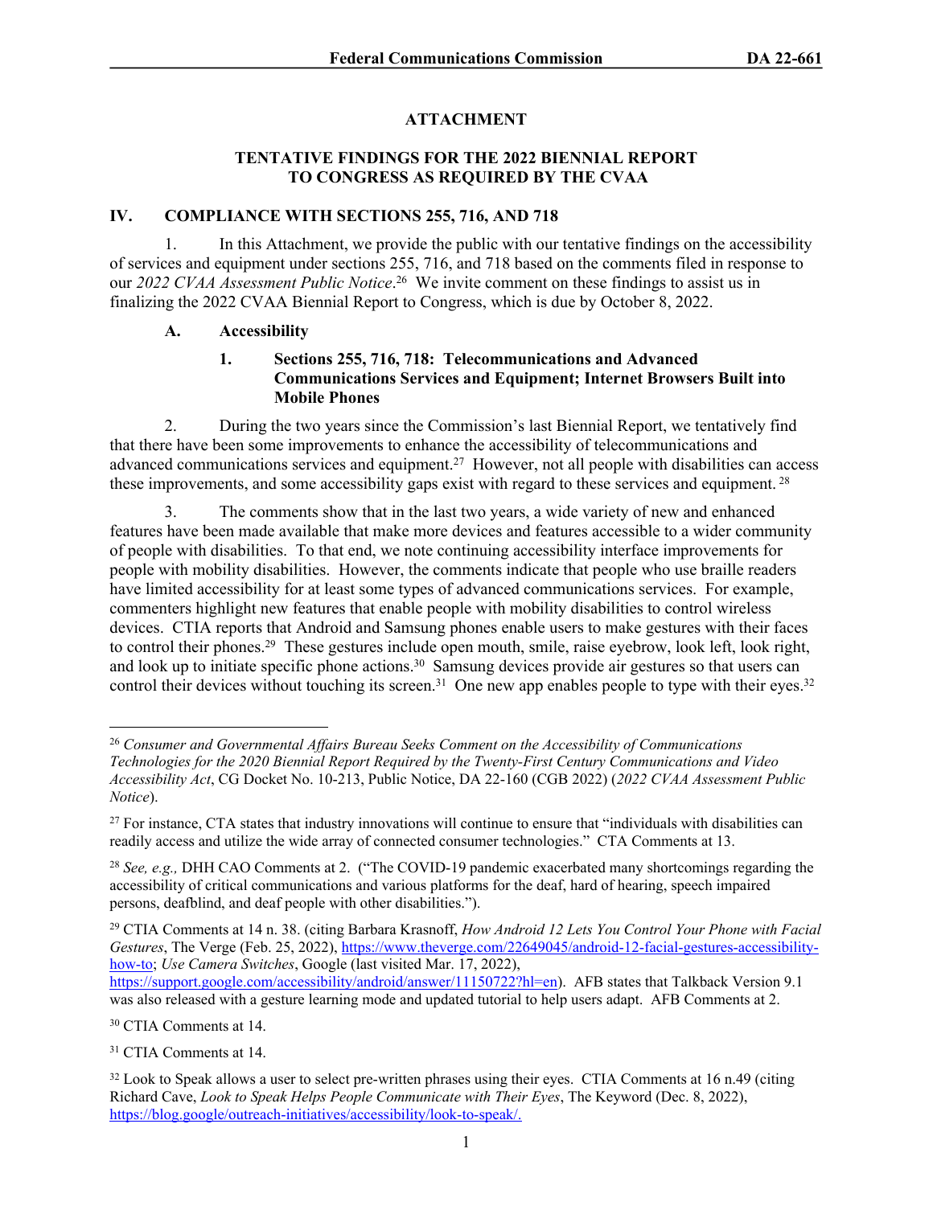## ATTACHMENT

## TENTATIVE FINDINGS FOR THE 2022 BIENNIAL REPORT TO CONGRESS AS REQUIRED BY THE CVAA

### IV. COMPLIANCE WITH SECTIONS 255, 716, AND 718

1. In this Attachment, we provide the public with our tentative findings on the accessibility of services and equipment under sections 255, 716, and 718 based on the comments filed in response to our *2022 CVAA Assessment Public Notice*.[26] We invite comment on these findings to assist us in finalizing the 2022 CVAA Biennial Report to Congress, which is due by October 8, 2022.

#### A. Accessibility

##### 1. Sections 255, 716, 718: Telecommunications and Advanced Communications Services and Equipment; Internet Browsers Built into Mobile Phones

2. During the two years since the Commission's last Biennial Report, we tentatively find that there have been some improvements to enhance the accessibility of telecommunications and advanced communications services and equipment.[27] However, not all people with disabilities can access these improvements, and some accessibility gaps exist with regard to these services and equipment.[28]

3. The comments show that in the last two years, a wide variety of new and enhanced features have been made available that make more devices and features accessible to a wider community of people with disabilities. To that end, we note continuing accessibility interface improvements for people with mobility disabilities. However, the comments indicate that people who use braille readers have limited accessibility for at least some types of advanced communications services. For example, commenters highlight new features that enable people with mobility disabilities to control wireless devices. CTIA reports that Android and Samsung phones enable users to make gestures with their faces to control their phones.[29] These gestures include open mouth, smile, raise eyebrow, look left, look right, and look up to initiate specific phone actions.[30] Samsung devices provide air gestures so that users can control their devices without touching its screen.[31] One new app enables people to type with their eyes.[32]

---

[26] *Consumer and Governmental Affairs Bureau Seeks Comment on the Accessibility of Communications Technologies for the 2020 Biennial Report Required by the Twenty-First Century Communications and Video Accessibility Act*, CG Docket No. 10-213, Public Notice, DA 22-160 (CGB 2022) (*2022 CVAA Assessment Public Notice*).

[27] For instance, CTA states that industry innovations will continue to ensure that "individuals with disabilities can readily access and utilize the wide array of connected consumer technologies." CTA Comments at 13.

[28] *See, e.g.,* DHH CAO Comments at 2. ("The COVID-19 pandemic exacerbated many shortcomings regarding the accessibility of critical communications and various platforms for the deaf, hard of hearing, speech impaired persons, deafblind, and deaf people with other disabilities.").

[29] CTIA Comments at 14 n. 38. (citing Barbara Krasnoff, *How Android 12 Lets You Control Your Phone with Facial Gestures*, The Verge (Feb. 25, 2022), https://www.theverge.com/22649045/android-12-facial-gestures-accessibility-how-to; *Use Camera Switches*, Google (last visited Mar. 17, 2022), https://support.google.com/accessibility/android/answer/11150722?hl=en). AFB states that Talkback Version 9.1 was also released with a gesture learning mode and updated tutorial to help users adapt. AFB Comments at 2.

[30] CTIA Comments at 14.

[31] CTIA Comments at 14.

[32] Look to Speak allows a user to select pre-written phrases using their eyes. CTIA Comments at 16 n.49 (citing Richard Cave, *Look to Speak Helps People Communicate with Their Eyes*, The Keyword (Dec. 8, 2022), https://blog.google/outreach-initiatives/accessibility/look-to-speak/.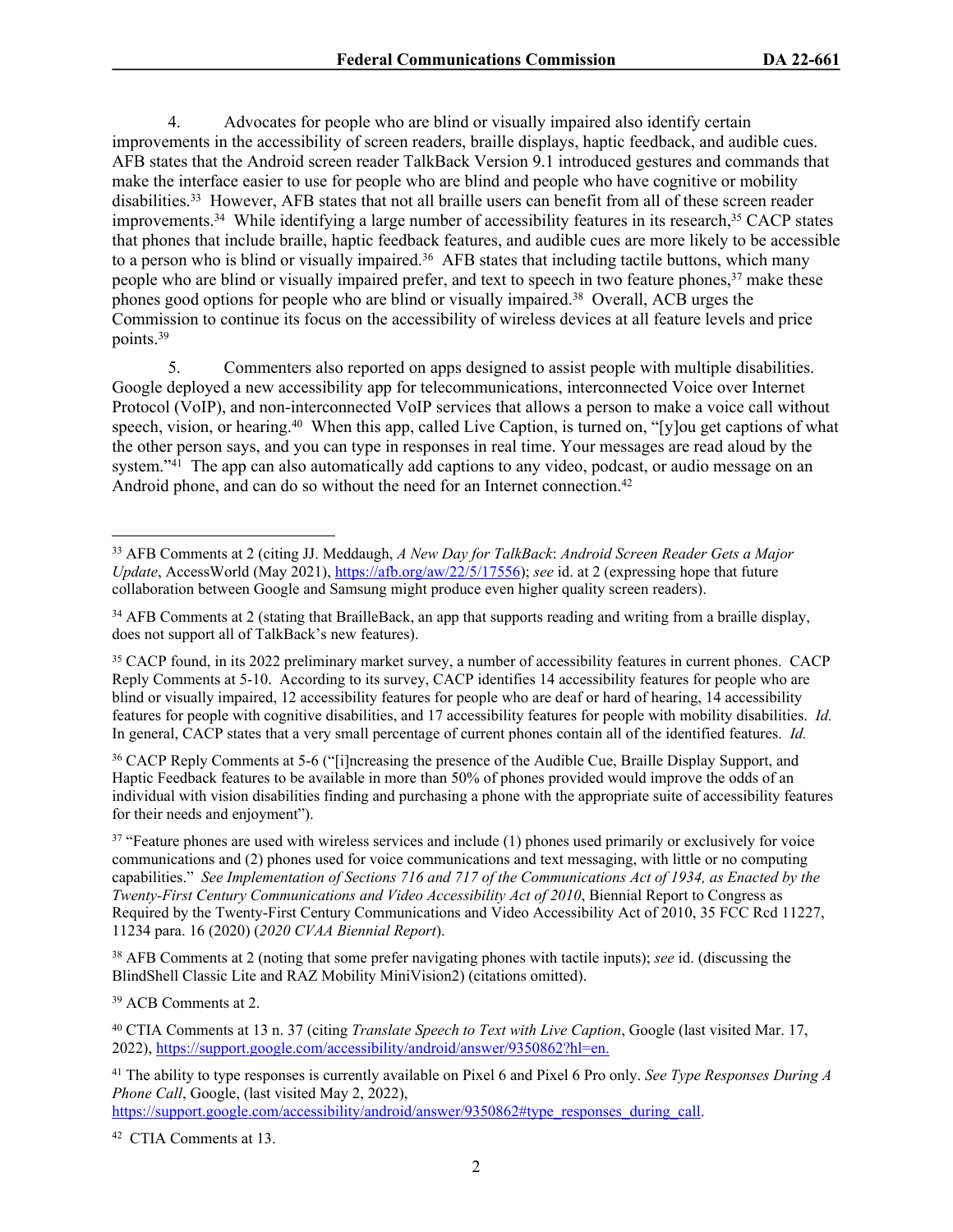4. Advocates for people who are blind or visually impaired also identify certain improvements in the accessibility of screen readers, braille displays, haptic feedback, and audible cues. AFB states that the Android screen reader TalkBack Version 9.1 introduced gestures and commands that make the interface easier to use for people who are blind and people who have cognitive or mobility disabilities.[33] However, AFB states that not all braille users can benefit from all of these screen reader improvements.[34] While identifying a large number of accessibility features in its research,[35] CACP states that phones that include braille, haptic feedback features, and audible cues are more likely to be accessible to a person who is blind or visually impaired.[36] AFB states that including tactile buttons, which many people who are blind or visually impaired prefer, and text to speech in two feature phones,[37] make these phones good options for people who are blind or visually impaired.[38] Overall, ACB urges the Commission to continue its focus on the accessibility of wireless devices at all feature levels and price points.[39]

5. Commenters also reported on apps designed to assist people with multiple disabilities. Google deployed a new accessibility app for telecommunications, interconnected Voice over Internet Protocol (VoIP), and non-interconnected VoIP services that allows a person to make a voice call without speech, vision, or hearing.[40] When this app, called Live Caption, is turned on, "[y]ou get captions of what the other person says, and you can type in responses in real time. Your messages are read aloud by the system."[41] The app can also automatically add captions to any video, podcast, or audio message on an Android phone, and can do so without the need for an Internet connection.[42]

---

[33] AFB Comments at 2 (citing JJ. Meddaugh, *A New Day for TalkBack*: *Android Screen Reader Gets a Major Update*, AccessWorld (May 2021), https://afb.org/aw/22/5/17556); *see* id. at 2 (expressing hope that future collaboration between Google and Samsung might produce even higher quality screen readers).

[34] AFB Comments at 2 (stating that BrailleBack, an app that supports reading and writing from a braille display, does not support all of TalkBack's new features).

[35] CACP found, in its 2022 preliminary market survey, a number of accessibility features in current phones. CACP Reply Comments at 5-10. According to its survey, CACP identifies 14 accessibility features for people who are blind or visually impaired, 12 accessibility features for people who are deaf or hard of hearing, 14 accessibility features for people with cognitive disabilities, and 17 accessibility features for people with mobility disabilities. *Id.* In general, CACP states that a very small percentage of current phones contain all of the identified features. *Id.*

[36] CACP Reply Comments at 5-6 ("[i]ncreasing the presence of the Audible Cue, Braille Display Support, and Haptic Feedback features to be available in more than 50% of phones provided would improve the odds of an individual with vision disabilities finding and purchasing a phone with the appropriate suite of accessibility features for their needs and enjoyment").

[37] "Feature phones are used with wireless services and include (1) phones used primarily or exclusively for voice communications and (2) phones used for voice communications and text messaging, with little or no computing capabilities." *See Implementation of Sections 716 and 717 of the Communications Act of 1934, as Enacted by the Twenty-First Century Communications and Video Accessibility Act of 2010*, Biennial Report to Congress as Required by the Twenty-First Century Communications and Video Accessibility Act of 2010, 35 FCC Rcd 11227, 11234 para. 16 (2020) (*2020 CVAA Biennial Report*).

[38] AFB Comments at 2 (noting that some prefer navigating phones with tactile inputs); *see* id. (discussing the BlindShell Classic Lite and RAZ Mobility MiniVision2) (citations omitted).

[39] ACB Comments at 2.

[40] CTIA Comments at 13 n. 37 (citing *Translate Speech to Text with Live Caption*, Google (last visited Mar. 17, 2022), https://support.google.com/accessibility/android/answer/9350862?hl=en.

[41] The ability to type responses is currently available on Pixel 6 and Pixel 6 Pro only. *See Type Responses During A Phone Call*, Google, (last visited May 2, 2022), https://support.google.com/accessibility/android/answer/9350862#type_responses_during_call.

[42] CTIA Comments at 13.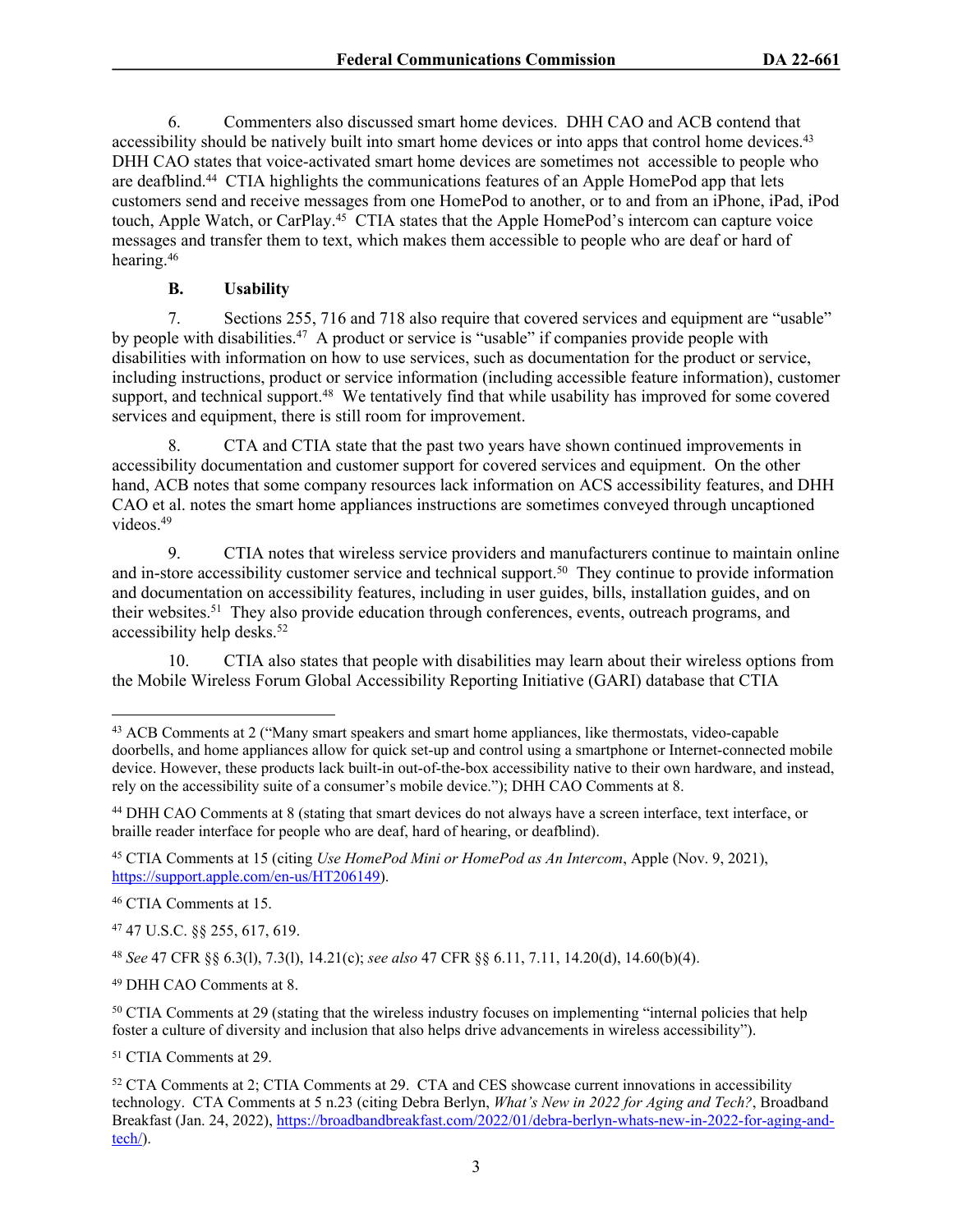6. Commenters also discussed smart home devices. DHH CAO and ACB contend that accessibility should be natively built into smart home devices or into apps that control home devices.[43] DHH CAO states that voice-activated smart home devices are sometimes not accessible to people who are deafblind.[44] CTIA highlights the communications features of an Apple HomePod app that lets customers send and receive messages from one HomePod to another, or to and from an iPhone, iPad, iPod touch, Apple Watch, or CarPlay.[45] CTIA states that the Apple HomePod's intercom can capture voice messages and transfer them to text, which makes them accessible to people who are deaf or hard of hearing.[46]

### B. Usability

7. Sections 255, 716 and 718 also require that covered services and equipment are "usable" by people with disabilities.[47] A product or service is "usable" if companies provide people with disabilities with information on how to use services, such as documentation for the product or service, including instructions, product or service information (including accessible feature information), customer support, and technical support.[48] We tentatively find that while usability has improved for some covered services and equipment, there is still room for improvement.

8. CTA and CTIA state that the past two years have shown continued improvements in accessibility documentation and customer support for covered services and equipment. On the other hand, ACB notes that some company resources lack information on ACS accessibility features, and DHH CAO et al. notes the smart home appliances instructions are sometimes conveyed through uncaptioned videos.[49]

9. CTIA notes that wireless service providers and manufacturers continue to maintain online and in-store accessibility customer service and technical support.[50] They continue to provide information and documentation on accessibility features, including in user guides, bills, installation guides, and on their websites.[51] They also provide education through conferences, events, outreach programs, and accessibility help desks.[52]

10. CTIA also states that people with disabilities may learn about their wireless options from the Mobile Wireless Forum Global Accessibility Reporting Initiative (GARI) database that CTIA

---

[43] ACB Comments at 2 ("Many smart speakers and smart home appliances, like thermostats, video-capable doorbells, and home appliances allow for quick set-up and control using a smartphone or Internet-connected mobile device. However, these products lack built-in out-of-the-box accessibility native to their own hardware, and instead, rely on the accessibility suite of a consumer's mobile device."); DHH CAO Comments at 8.

[44] DHH CAO Comments at 8 (stating that smart devices do not always have a screen interface, text interface, or braille reader interface for people who are deaf, hard of hearing, or deafblind).

[45] CTIA Comments at 15 (citing *Use HomePod Mini or HomePod as An Intercom*, Apple (Nov. 9, 2021), https://support.apple.com/en-us/HT206149).

[46] CTIA Comments at 15.

[47] 47 U.S.C. §§ 255, 617, 619.

[48] *See* 47 CFR §§ 6.3(l), 7.3(l), 14.21(c); *see also* 47 CFR §§ 6.11, 7.11, 14.20(d), 14.60(b)(4).

[49] DHH CAO Comments at 8.

[50] CTIA Comments at 29 (stating that the wireless industry focuses on implementing "internal policies that help foster a culture of diversity and inclusion that also helps drive advancements in wireless accessibility").

[51] CTIA Comments at 29.

[52] CTA Comments at 2; CTIA Comments at 29. CTA and CES showcase current innovations in accessibility technology. CTA Comments at 5 n.23 (citing Debra Berlyn, *What's New in 2022 for Aging and Tech?*, Broadband Breakfast (Jan. 24, 2022), https://broadbandbreakfast.com/2022/01/debra-berlyn-whats-new-in-2022-for-aging-and-tech/).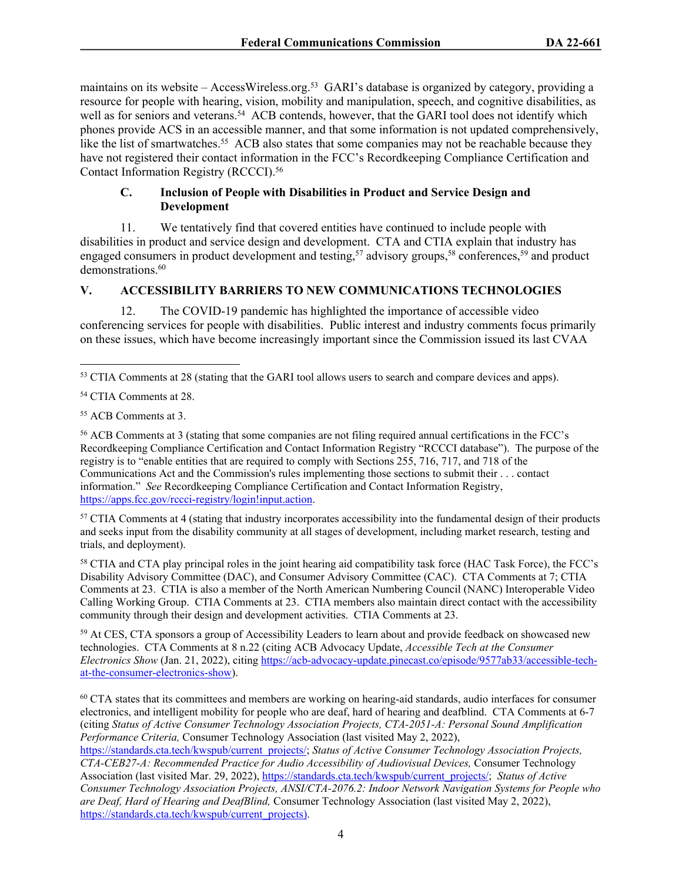maintains on its website – AccessWireless.org.[53] GARI's database is organized by category, providing a resource for people with hearing, vision, mobility and manipulation, speech, and cognitive disabilities, as well as for seniors and veterans.[54] ACB contends, however, that the GARI tool does not identify which phones provide ACS in an accessible manner, and that some information is not updated comprehensively, like the list of smartwatches.[55] ACB also states that some companies may not be reachable because they have not registered their contact information in the FCC's Recordkeeping Compliance Certification and Contact Information Registry (RCCCI).[56]

### C. Inclusion of People with Disabilities in Product and Service Design and Development

11. We tentatively find that covered entities have continued to include people with disabilities in product and service design and development. CTA and CTIA explain that industry has engaged consumers in product development and testing,[57] advisory groups,[58] conferences,[59] and product demonstrations.[60]

## V. ACCESSIBILITY BARRIERS TO NEW COMMUNICATIONS TECHNOLOGIES

12. The COVID-19 pandemic has highlighted the importance of accessible video conferencing services for people with disabilities. Public interest and industry comments focus primarily on these issues, which have become increasingly important since the Commission issued its last CVAA

---

[53] CTIA Comments at 28 (stating that the GARI tool allows users to search and compare devices and apps).

[54] CTIA Comments at 28.

[55] ACB Comments at 3.

[56] ACB Comments at 3 (stating that some companies are not filing required annual certifications in the FCC's Recordkeeping Compliance Certification and Contact Information Registry "RCCCI database"). The purpose of the registry is to "enable entities that are required to comply with Sections 255, 716, 717, and 718 of the Communications Act and the Commission's rules implementing those sections to submit their . . . contact information." *See* Recordkeeping Compliance Certification and Contact Information Registry, https://apps.fcc.gov/rccci-registry/login!input.action.

[57] CTIA Comments at 4 (stating that industry incorporates accessibility into the fundamental design of their products and seeks input from the disability community at all stages of development, including market research, testing and trials, and deployment).

[58] CTIA and CTA play principal roles in the joint hearing aid compatibility task force (HAC Task Force), the FCC's Disability Advisory Committee (DAC), and Consumer Advisory Committee (CAC). CTA Comments at 7; CTIA Comments at 23. CTIA is also a member of the North American Numbering Council (NANC) Interoperable Video Calling Working Group. CTIA Comments at 23. CTIA members also maintain direct contact with the accessibility community through their design and development activities. CTIA Comments at 23.

[59] At CES, CTA sponsors a group of Accessibility Leaders to learn about and provide feedback on showcased new technologies. CTA Comments at 8 n.22 (citing ACB Advocacy Update, *Accessible Tech at the Consumer Electronics Show* (Jan. 21, 2022), citing https://acb-advocacy-update.pinecast.co/episode/9577ab33/accessible-tech-at-the-consumer-electronics-show).

[60] CTA states that its committees and members are working on hearing-aid standards, audio interfaces for consumer electronics, and intelligent mobility for people who are deaf, hard of hearing and deafblind. CTA Comments at 6-7 (citing *Status of Active Consumer Technology Association Projects, CTA-2051-A: Personal Sound Amplification Performance Criteria,* Consumer Technology Association (last visited May 2, 2022), https://standards.cta.tech/kwspub/current_projects/; *Status of Active Consumer Technology Association Projects, CTA-CEB27-A: Recommended Practice for Audio Accessibility of Audiovisual Devices,* Consumer Technology Association (last visited Mar. 29, 2022), https://standards.cta.tech/kwspub/current_projects/; *Status of Active Consumer Technology Association Projects, ANSI/CTA-2076.2: Indoor Network Navigation Systems for People who are Deaf, Hard of Hearing and DeafBlind,* Consumer Technology Association (last visited May 2, 2022), https://standards.cta.tech/kwspub/current_projects).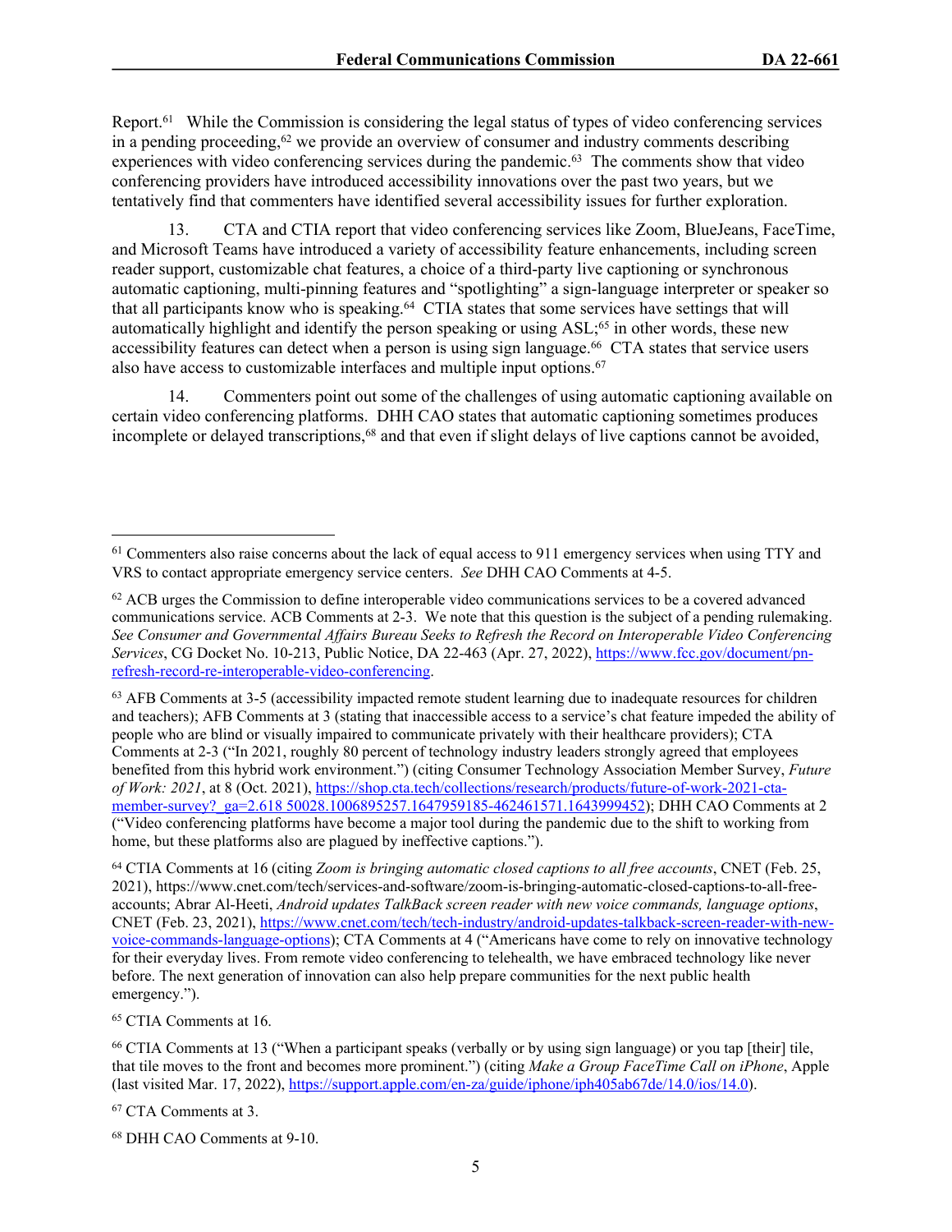Report.[61] While the Commission is considering the legal status of types of video conferencing services in a pending proceeding,[62] we provide an overview of consumer and industry comments describing experiences with video conferencing services during the pandemic.[63] The comments show that video conferencing providers have introduced accessibility innovations over the past two years, but we tentatively find that commenters have identified several accessibility issues for further exploration.

13. CTA and CTIA report that video conferencing services like Zoom, BlueJeans, FaceTime, and Microsoft Teams have introduced a variety of accessibility feature enhancements, including screen reader support, customizable chat features, a choice of a third-party live captioning or synchronous automatic captioning, multi-pinning features and "spotlighting" a sign-language interpreter or speaker so that all participants know who is speaking.[64] CTIA states that some services have settings that will automatically highlight and identify the person speaking or using ASL;[65] in other words, these new accessibility features can detect when a person is using sign language.[66] CTA states that service users also have access to customizable interfaces and multiple input options.[67]

14. Commenters point out some of the challenges of using automatic captioning available on certain video conferencing platforms. DHH CAO states that automatic captioning sometimes produces incomplete or delayed transcriptions,[68] and that even if slight delays of live captions cannot be avoided,

---

[61] Commenters also raise concerns about the lack of equal access to 911 emergency services when using TTY and VRS to contact appropriate emergency service centers. *See* DHH CAO Comments at 4-5.

[62] ACB urges the Commission to define interoperable video communications services to be a covered advanced communications service. ACB Comments at 2-3. We note that this question is the subject of a pending rulemaking. *See Consumer and Governmental Affairs Bureau Seeks to Refresh the Record on Interoperable Video Conferencing Services*, CG Docket No. 10-213, Public Notice, DA 22-463 (Apr. 27, 2022), https://www.fcc.gov/document/pn-refresh-record-re-interoperable-video-conferencing.

[63] AFB Comments at 3-5 (accessibility impacted remote student learning due to inadequate resources for children and teachers); AFB Comments at 3 (stating that inaccessible access to a service's chat feature impeded the ability of people who are blind or visually impaired to communicate privately with their healthcare providers); CTA Comments at 2-3 ("In 2021, roughly 80 percent of technology industry leaders strongly agreed that employees benefited from this hybrid work environment.") (citing Consumer Technology Association Member Survey, *Future of Work: 2021*, at 8 (Oct. 2021), https://shop.cta.tech/collections/research/products/future-of-work-2021-cta-member-survey?_ga=2.618 50028.1006895257.1647959185-462461571.1643999452); DHH CAO Comments at 2 ("Video conferencing platforms have become a major tool during the pandemic due to the shift to working from home, but these platforms also are plagued by ineffective captions.").

[64] CTIA Comments at 16 (citing *Zoom is bringing automatic closed captions to all free accounts*, CNET (Feb. 25, 2021), https://www.cnet.com/tech/services-and-software/zoom-is-bringing-automatic-closed-captions-to-all-free-accounts; Abrar Al-Heeti, *Android updates TalkBack screen reader with new voice commands, language options*, CNET (Feb. 23, 2021), https://www.cnet.com/tech/tech-industry/android-updates-talkback-screen-reader-with-new-voice-commands-language-options); CTA Comments at 4 ("Americans have come to rely on innovative technology for their everyday lives. From remote video conferencing to telehealth, we have embraced technology like never before. The next generation of innovation can also help prepare communities for the next public health emergency.").

[65] CTIA Comments at 16.

[66] CTIA Comments at 13 ("When a participant speaks (verbally or by using sign language) or you tap [their] tile, that tile moves to the front and becomes more prominent.") (citing *Make a Group FaceTime Call on iPhone*, Apple (last visited Mar. 17, 2022), https://support.apple.com/en-za/guide/iphone/iph405ab67de/14.0/ios/14.0).

[67] CTA Comments at 3.

[68] DHH CAO Comments at 9-10.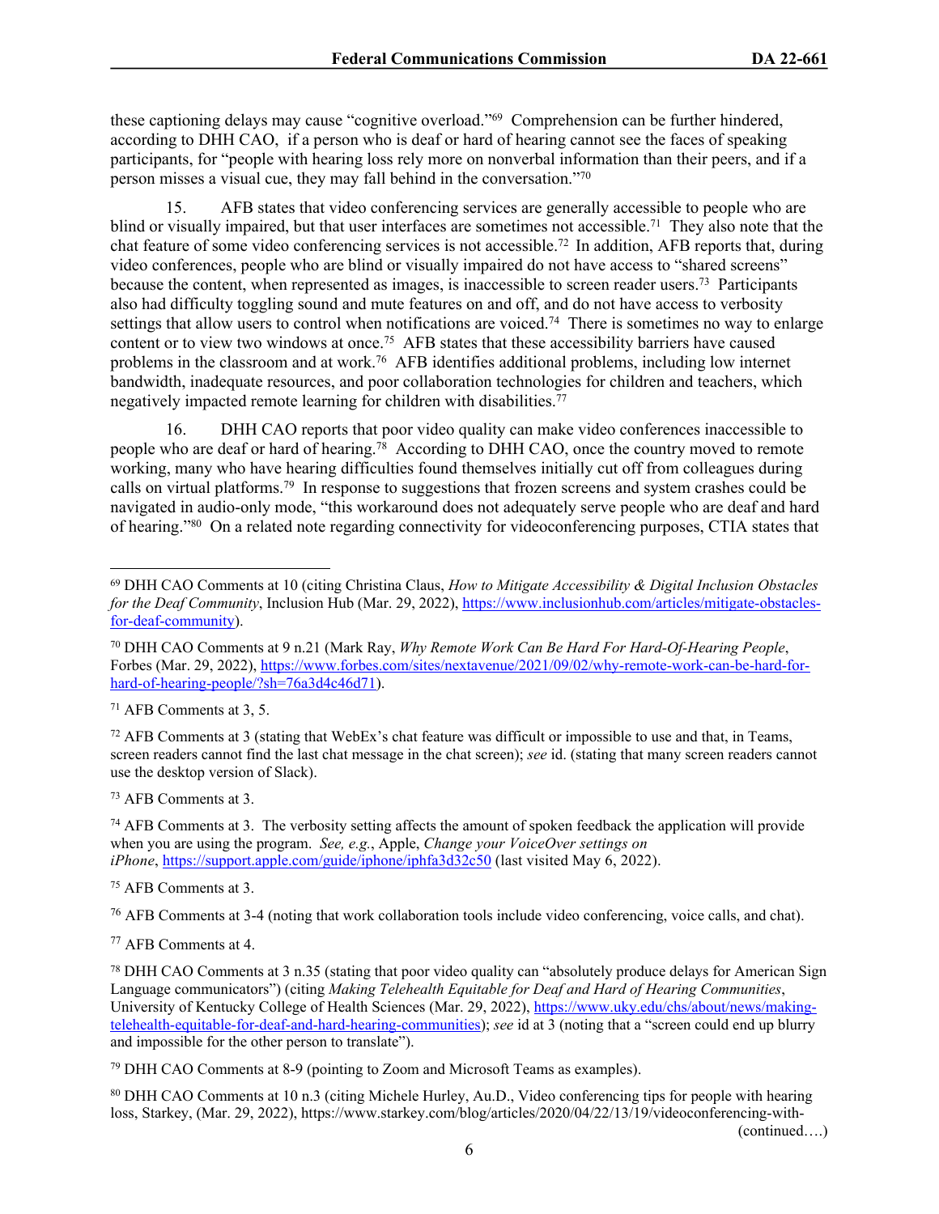these captioning delays may cause "cognitive overload."[69] Comprehension can be further hindered, according to DHH CAO, if a person who is deaf or hard of hearing cannot see the faces of speaking participants, for "people with hearing loss rely more on nonverbal information than their peers, and if a person misses a visual cue, they may fall behind in the conversation."[70]

15. AFB states that video conferencing services are generally accessible to people who are blind or visually impaired, but that user interfaces are sometimes not accessible.[71] They also note that the chat feature of some video conferencing services is not accessible.[72] In addition, AFB reports that, during video conferences, people who are blind or visually impaired do not have access to "shared screens" because the content, when represented as images, is inaccessible to screen reader users.[73] Participants also had difficulty toggling sound and mute features on and off, and do not have access to verbosity settings that allow users to control when notifications are voiced.[74] There is sometimes no way to enlarge content or to view two windows at once.[75] AFB states that these accessibility barriers have caused problems in the classroom and at work.[76] AFB identifies additional problems, including low internet bandwidth, inadequate resources, and poor collaboration technologies for children and teachers, which negatively impacted remote learning for children with disabilities.[77]

16. DHH CAO reports that poor video quality can make video conferences inaccessible to people who are deaf or hard of hearing.[78] According to DHH CAO, once the country moved to remote working, many who have hearing difficulties found themselves initially cut off from colleagues during calls on virtual platforms.[79] In response to suggestions that frozen screens and system crashes could be navigated in audio-only mode, "this workaround does not adequately serve people who are deaf and hard of hearing."[80] On a related note regarding connectivity for videoconferencing purposes, CTIA states that

---

[69] DHH CAO Comments at 10 (citing Christina Claus, *How to Mitigate Accessibility & Digital Inclusion Obstacles for the Deaf Community*, Inclusion Hub (Mar. 29, 2022), https://www.inclusionhub.com/articles/mitigate-obstacles-for-deaf-community).

[70] DHH CAO Comments at 9 n.21 (Mark Ray, *Why Remote Work Can Be Hard For Hard-Of-Hearing People*, Forbes (Mar. 29, 2022), https://www.forbes.com/sites/nextavenue/2021/09/02/why-remote-work-can-be-hard-for-hard-of-hearing-people/?sh=76a3d4c46d71).

[71] AFB Comments at 3, 5.

[72] AFB Comments at 3 (stating that WebEx's chat feature was difficult or impossible to use and that, in Teams, screen readers cannot find the last chat message in the chat screen); *see* id. (stating that many screen readers cannot use the desktop version of Slack).

[73] AFB Comments at 3.

[74] AFB Comments at 3. The verbosity setting affects the amount of spoken feedback the application will provide when you are using the program. *See, e.g.*, Apple, *Change your VoiceOver settings on iPhone*, https://support.apple.com/guide/iphone/iphfa3d32c50 (last visited May 6, 2022).

[75] AFB Comments at 3.

[76] AFB Comments at 3-4 (noting that work collaboration tools include video conferencing, voice calls, and chat).

[77] AFB Comments at 4.

[78] DHH CAO Comments at 3 n.35 (stating that poor video quality can "absolutely produce delays for American Sign Language communicators") (citing *Making Telehealth Equitable for Deaf and Hard of Hearing Communities*, University of Kentucky College of Health Sciences (Mar. 29, 2022), https://www.uky.edu/chs/about/news/making-telehealth-equitable-for-deaf-and-hard-hearing-communities); *see* id at 3 (noting that a "screen could end up blurry and impossible for the other person to translate").

[79] DHH CAO Comments at 8-9 (pointing to Zoom and Microsoft Teams as examples).

[80] DHH CAO Comments at 10 n.3 (citing Michele Hurley, Au.D., Video conferencing tips for people with hearing loss, Starkey, (Mar. 29, 2022)), https://www.starkey.com/blog/articles/2020/04/22/13/19/videoconferencing-with-

(continued….)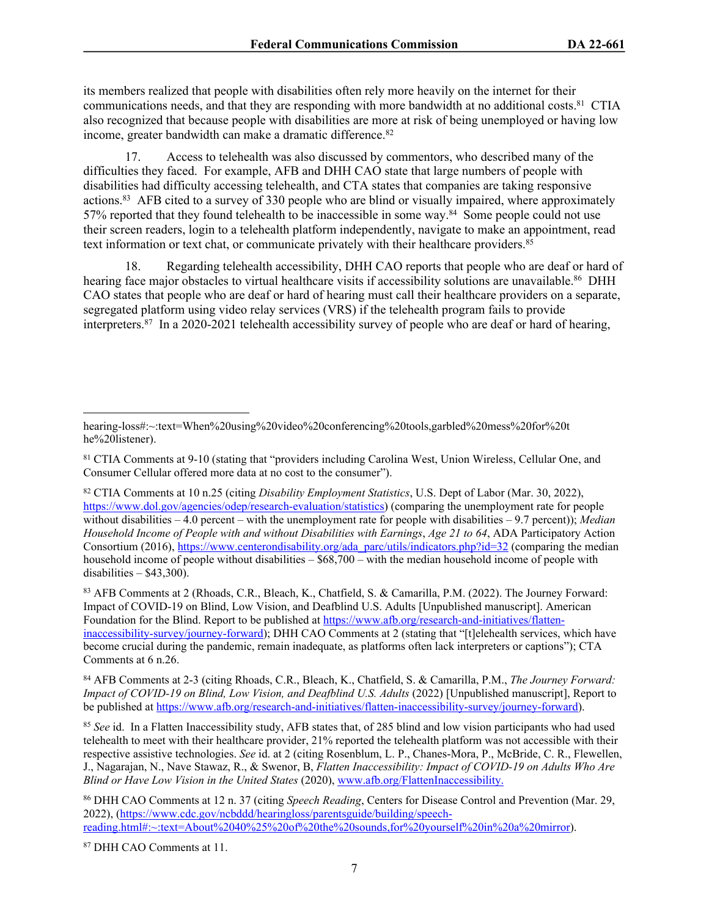its members realized that people with disabilities often rely more heavily on the internet for their communications needs, and that they are responding with more bandwidth at no additional costs.[81] CTIA also recognized that because people with disabilities are more at risk of being unemployed or having low income, greater bandwidth can make a dramatic difference.[82]

17. Access to telehealth was also discussed by commentors, who described many of the difficulties they faced. For example, AFB and DHH CAO state that large numbers of people with disabilities had difficulty accessing telehealth, and CTA states that companies are taking responsive actions.[83] AFB cited to a survey of 330 people who are blind or visually impaired, where approximately 57% reported that they found telehealth to be inaccessible in some way.[84] Some people could not use their screen readers, login to a telehealth platform independently, navigate to make an appointment, read text information or text chat, or communicate privately with their healthcare providers.[85]

18. Regarding telehealth accessibility, DHH CAO reports that people who are deaf or hard of hearing face major obstacles to virtual healthcare visits if accessibility solutions are unavailable.[86] DHH CAO states that people who are deaf or hard of hearing must call their healthcare providers on a separate, segregated platform using video relay services (VRS) if the telehealth program fails to provide interpreters.[87] In a 2020-2021 telehealth accessibility survey of people who are deaf or hard of hearing,

---

hearing-loss#:~:text=When%20using%20video%20conferencing%20tools,garbled%20mess%20for%20the%20listener).

[81] CTIA Comments at 9-10 (stating that "providers including Carolina West, Union Wireless, Cellular One, and Consumer Cellular offered more data at no cost to the consumer").

[82] CTIA Comments at 10 n.25 (citing *Disability Employment Statistics*, U.S. Dept of Labor (Mar. 30, 2022), https://www.dol.gov/agencies/odep/research-evaluation/statistics) (comparing the unemployment rate for people without disabilities – 4.0 percent – with the unemployment rate for people with disabilities – 9.7 percent)); *Median Household Income of People with and without Disabilities with Earnings*, *Age 21 to 64*, ADA Participatory Action Consortium (2016), https://www.centerondisability.org/ada_parc/utils/indicators.php?id=32 (comparing the median household income of people without disabilities – $68,700 – with the median household income of people with disabilities – $43,300).

[83] AFB Comments at 2 (Rhoads, C.R., Bleach, K., Chatfield, S. & Camarilla, P.M. (2022). The Journey Forward: Impact of COVID-19 on Blind, Low Vision, and Deafblind U.S. Adults [Unpublished manuscript]. American Foundation for the Blind. Report to be published at https://www.afb.org/research-and-initiatives/flatten-inaccessibility-survey/journey-forward); DHH CAO Comments at 2 (stating that "[t]elehealth services, which have become crucial during the pandemic, remain inadequate, as platforms often lack interpreters or captions"); CTA Comments at 6 n.26.

[84] AFB Comments at 2-3 (citing Rhoads, C.R., Bleach, K., Chatfield, S. & Camarilla, P.M., *The Journey Forward: Impact of COVID-19 on Blind, Low Vision, and Deafblind U.S. Adults* (2022) [Unpublished manuscript], Report to be published at https://www.afb.org/research-and-initiatives/flatten-inaccessibility-survey/journey-forward).

[85] *See* id. In a Flatten Inaccessibility study, AFB states that, of 285 blind and low vision participants who had used telehealth to meet with their healthcare provider, 21% reported the telehealth platform was not accessible with their respective assistive technologies. *See* id. at 2 (citing Rosenblum, L. P., Chanes-Mora, P., McBride, C. R., Flewellen, J., Nagarajan, N., Nave Stawaz, R., & Swenor, B, *Flatten Inaccessibility: Impact of COVID-19 on Adults Who Are Blind or Have Low Vision in the United States* (2020), www.afb.org/FlattenInaccessibility.

[86] DHH CAO Comments at 12 n. 37 (citing *Speech Reading*, Centers for Disease Control and Prevention (Mar. 29, 2022), (https://www.cdc.gov/ncbddd/hearingloss/parentsguide/building/speech-reading.html#:~:text=About%2040%25%20of%20the%20sounds,for%20yourself%20in%20a%20mirror).

[87] DHH CAO Comments at 11.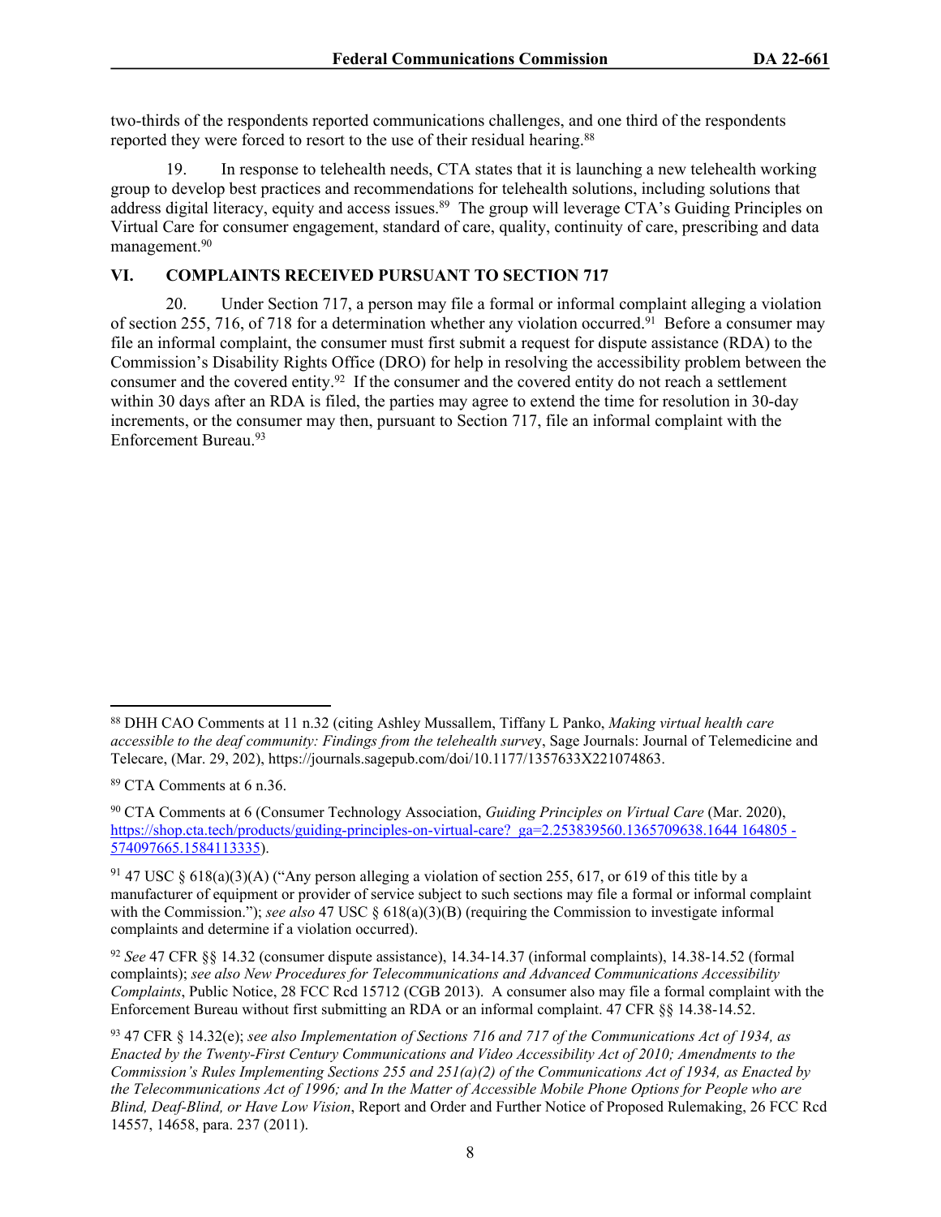two-thirds of the respondents reported communications challenges, and one third of the respondents reported they were forced to resort to the use of their residual hearing.[88]

19. In response to telehealth needs, CTA states that it is launching a new telehealth working group to develop best practices and recommendations for telehealth solutions, including solutions that address digital literacy, equity and access issues.[89] The group will leverage CTA's Guiding Principles on Virtual Care for consumer engagement, standard of care, quality, continuity of care, prescribing and data management.[90]

## VI. COMPLAINTS RECEIVED PURSUANT TO SECTION 717

20. Under Section 717, a person may file a formal or informal complaint alleging a violation of section 255, 716, of 718 for a determination whether any violation occurred.[91] Before a consumer may file an informal complaint, the consumer must first submit a request for dispute assistance (RDA) to the Commission's Disability Rights Office (DRO) for help in resolving the accessibility problem between the consumer and the covered entity.[92] If the consumer and the covered entity do not reach a settlement within 30 days after an RDA is filed, the parties may agree to extend the time for resolution in 30-day increments, or the consumer may then, pursuant to Section 717, file an informal complaint with the Enforcement Bureau.[93]

---

[88] DHH CAO Comments at 11 n.32 (citing Ashley Mussallem, Tiffany L Panko, *Making virtual health care accessible to the deaf community: Findings from the telehealth survey*, Sage Journals: Journal of Telemedicine and Telecare, (Mar. 29, 202), https://journals.sagepub.com/doi/10.1177/1357633X221074863.

[89] CTA Comments at 6 n.36.

[90] CTA Comments at 6 (Consumer Technology Association, *Guiding Principles on Virtual Care* (Mar. 2020), https://shop.cta.tech/products/guiding-principles-on-virtual-care?_ga=2.253839560.1365709638.1644 164805 - 574097665.1584113335).

[91] 47 USC § 618(a)(3)(A) ("Any person alleging a violation of section 255, 617, or 619 of this title by a manufacturer of equipment or provider of service subject to such sections may file a formal or informal complaint with the Commission."); *see also* 47 USC § 618(a)(3)(B) (requiring the Commission to investigate informal complaints and determine if a violation occurred).

[92] *See* 47 CFR §§ 14.32 (consumer dispute assistance), 14.34-14.37 (informal complaints), 14.38-14.52 (formal complaints); *see also New Procedures for Telecommunications and Advanced Communications Accessibility Complaints*, Public Notice, 28 FCC Rcd 15712 (CGB 2013). A consumer also may file a formal complaint with the Enforcement Bureau without first submitting an RDA or an informal complaint. 47 CFR §§ 14.38-14.52.

[93] 47 CFR § 14.32(e); *see also Implementation of Sections 716 and 717 of the Communications Act of 1934, as Enacted by the Twenty-First Century Communications and Video Accessibility Act of 2010; Amendments to the Commission's Rules Implementing Sections 255 and 251(a)(2) of the Communications Act of 1934, as Enacted by the Telecommunications Act of 1996; and In the Matter of Accessible Mobile Phone Options for People who are Blind, Deaf-Blind, or Have Low Vision*, Report and Order and Further Notice of Proposed Rulemaking, 26 FCC Rcd 14557, 14658, para. 237 (2011).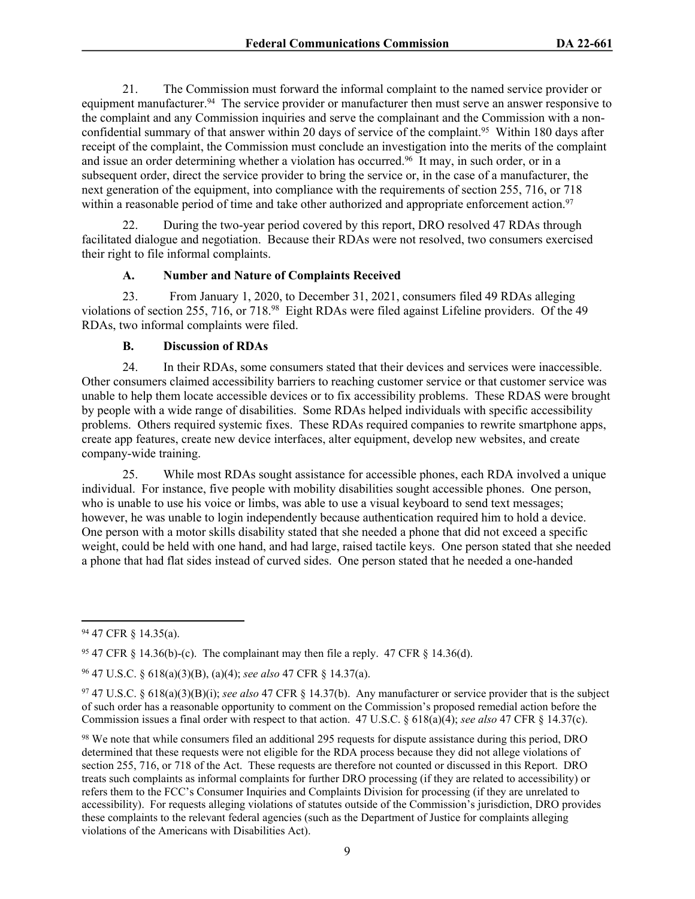21. The Commission must forward the informal complaint to the named service provider or equipment manufacturer.[94] The service provider or manufacturer then must serve an answer responsive to the complaint and any Commission inquiries and serve the complainant and the Commission with a non-confidential summary of that answer within 20 days of service of the complaint.[95] Within 180 days after receipt of the complaint, the Commission must conclude an investigation into the merits of the complaint and issue an order determining whether a violation has occurred.[96] It may, in such order, or in a subsequent order, direct the service provider to bring the service or, in the case of a manufacturer, the next generation of the equipment, into compliance with the requirements of section 255, 716, or 718 within a reasonable period of time and take other authorized and appropriate enforcement action.[97]

22. During the two-year period covered by this report, DRO resolved 47 RDAs through facilitated dialogue and negotiation. Because their RDAs were not resolved, two consumers exercised their right to file informal complaints.

### A. Number and Nature of Complaints Received

23. From January 1, 2020, to December 31, 2021, consumers filed 49 RDAs alleging violations of section 255, 716, or 718.[98] Eight RDAs were filed against Lifeline providers. Of the 49 RDAs, two informal complaints were filed.

### B. Discussion of RDAs

24. In their RDAs, some consumers stated that their devices and services were inaccessible. Other consumers claimed accessibility barriers to reaching customer service or that customer service was unable to help them locate accessible devices or to fix accessibility problems. These RDAS were brought by people with a wide range of disabilities. Some RDAs helped individuals with specific accessibility problems. Others required systemic fixes. These RDAs required companies to rewrite smartphone apps, create app features, create new device interfaces, alter equipment, develop new websites, and create company-wide training.

25. While most RDAs sought assistance for accessible phones, each RDA involved a unique individual. For instance, five people with mobility disabilities sought accessible phones. One person, who is unable to use his voice or limbs, was able to use a visual keyboard to send text messages; however, he was unable to login independently because authentication required him to hold a device. One person with a motor skills disability stated that she needed a phone that did not exceed a specific weight, could be held with one hand, and had large, raised tactile keys. One person stated that she needed a phone that had flat sides instead of curved sides. One person stated that he needed a one-handed

---

[94] 47 CFR § 14.35(a).

[95] 47 CFR § 14.36(b)-(c). The complainant may then file a reply. 47 CFR § 14.36(d).

[96] 47 U.S.C. § 618(a)(3)(B), (a)(4); *see also* 47 CFR § 14.37(a).

[97] 47 U.S.C. § 618(a)(3)(B)(i); *see also* 47 CFR § 14.37(b). Any manufacturer or service provider that is the subject of such order has a reasonable opportunity to comment on the Commission's proposed remedial action before the Commission issues a final order with respect to that action. 47 U.S.C. § 618(a)(4); *see also* 47 CFR § 14.37(c).

[98] We note that while consumers filed an additional 295 requests for dispute assistance during this period, DRO determined that these requests were not eligible for the RDA process because they did not allege violations of section 255, 716, or 718 of the Act. These requests are therefore not counted or discussed in this Report. DRO treats such complaints as informal complaints for further DRO processing (if they are related to accessibility) or refers them to the FCC's Consumer Inquiries and Complaints Division for processing (if they are unrelated to accessibility). For requests alleging violations of statutes outside of the Commission's jurisdiction, DRO provides these complaints to the relevant federal agencies (such as the Department of Justice for complaints alleging violations of the Americans with Disabilities Act).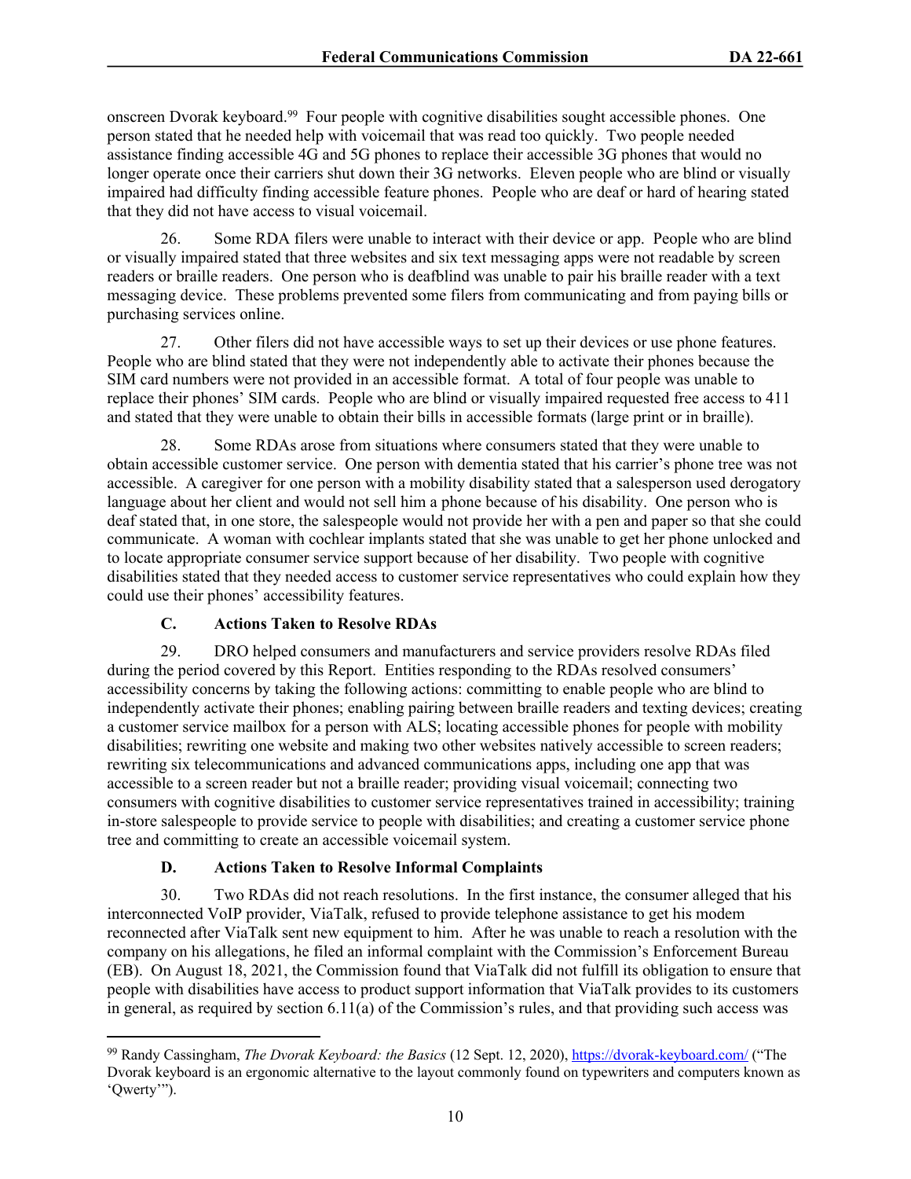onscreen Dvorak keyboard.[99] Four people with cognitive disabilities sought accessible phones. One person stated that he needed help with voicemail that was read too quickly. Two people needed assistance finding accessible 4G and 5G phones to replace their accessible 3G phones that would no longer operate once their carriers shut down their 3G networks. Eleven people who are blind or visually impaired had difficulty finding accessible feature phones. People who are deaf or hard of hearing stated that they did not have access to visual voicemail.

26. Some RDA filers were unable to interact with their device or app. People who are blind or visually impaired stated that three websites and six text messaging apps were not readable by screen readers or braille readers. One person who is deafblind was unable to pair his braille reader with a text messaging device. These problems prevented some filers from communicating and from paying bills or purchasing services online.

27. Other filers did not have accessible ways to set up their devices or use phone features. People who are blind stated that they were not independently able to activate their phones because the SIM card numbers were not provided in an accessible format. A total of four people was unable to replace their phones' SIM cards. People who are blind or visually impaired requested free access to 411 and stated that they were unable to obtain their bills in accessible formats (large print or in braille).

28. Some RDAs arose from situations where consumers stated that they were unable to obtain accessible customer service. One person with dementia stated that his carrier's phone tree was not accessible. A caregiver for one person with a mobility disability stated that a salesperson used derogatory language about her client and would not sell him a phone because of his disability. One person who is deaf stated that, in one store, the salespeople would not provide her with a pen and paper so that she could communicate. A woman with cochlear implants stated that she was unable to get her phone unlocked and to locate appropriate consumer service support because of her disability. Two people with cognitive disabilities stated that they needed access to customer service representatives who could explain how they could use their phones' accessibility features.

### C. Actions Taken to Resolve RDAs

29. DRO helped consumers and manufacturers and service providers resolve RDAs filed during the period covered by this Report. Entities responding to the RDAs resolved consumers' accessibility concerns by taking the following actions: committing to enable people who are blind to independently activate their phones; enabling pairing between braille readers and texting devices; creating a customer service mailbox for a person with ALS; locating accessible phones for people with mobility disabilities; rewriting one website and making two other websites natively accessible to screen readers; rewriting six telecommunications and advanced communications apps, including one app that was accessible to a screen reader but not a braille reader; providing visual voicemail; connecting two consumers with cognitive disabilities to customer service representatives trained in accessibility; training in-store salespeople to provide service to people with disabilities; and creating a customer service phone tree and committing to create an accessible voicemail system.

### D. Actions Taken to Resolve Informal Complaints

30. Two RDAs did not reach resolutions. In the first instance, the consumer alleged that his interconnected VoIP provider, ViaTalk, refused to provide telephone assistance to get his modem reconnected after ViaTalk sent new equipment to him. After he was unable to reach a resolution with the company on his allegations, he filed an informal complaint with the Commission's Enforcement Bureau (EB). On August 18, 2021, the Commission found that ViaTalk did not fulfill its obligation to ensure that people with disabilities have access to product support information that ViaTalk provides to its customers in general, as required by section 6.11(a) of the Commission's rules, and that providing such access was

---

[99] Randy Cassingham, *The Dvorak Keyboard: the Basics* (12 Sept. 12, 2020), https://dvorak-keyboard.com/ ("The Dvorak keyboard is an ergonomic alternative to the layout commonly found on typewriters and computers known as 'Qwerty'").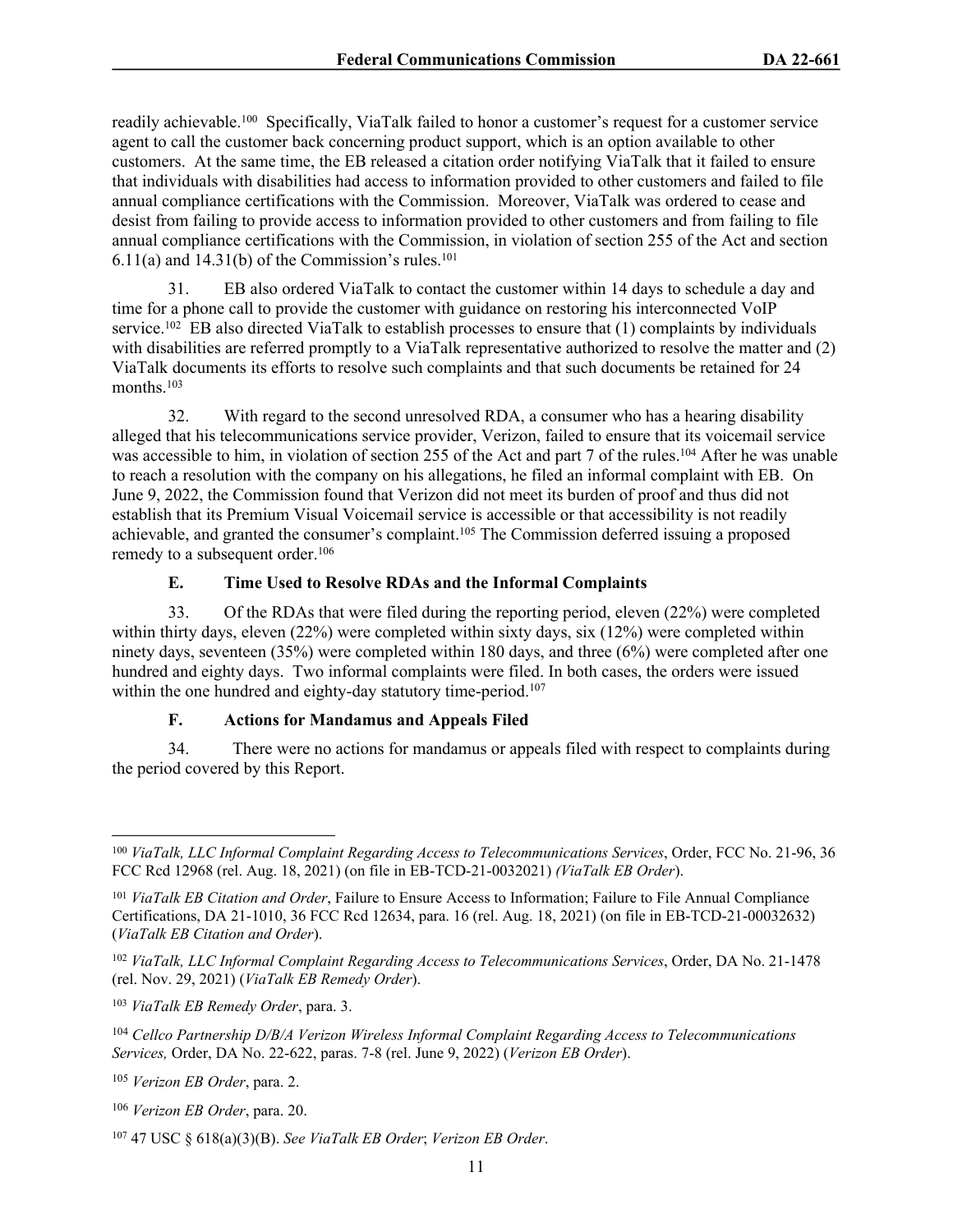readily achievable.[100] Specifically, ViaTalk failed to honor a customer's request for a customer service agent to call the customer back concerning product support, which is an option available to other customers. At the same time, the EB released a citation order notifying ViaTalk that it failed to ensure that individuals with disabilities had access to information provided to other customers and failed to file annual compliance certifications with the Commission. Moreover, ViaTalk was ordered to cease and desist from failing to provide access to information provided to other customers and from failing to file annual compliance certifications with the Commission, in violation of section 255 of the Act and section 6.11(a) and 14.31(b) of the Commission's rules.[101]

31. EB also ordered ViaTalk to contact the customer within 14 days to schedule a day and time for a phone call to provide the customer with guidance on restoring his interconnected VoIP service.[102] EB also directed ViaTalk to establish processes to ensure that (1) complaints by individuals with disabilities are referred promptly to a ViaTalk representative authorized to resolve the matter and (2) ViaTalk documents its efforts to resolve such complaints and that such documents be retained for 24 months.[103]

32. With regard to the second unresolved RDA, a consumer who has a hearing disability alleged that his telecommunications service provider, Verizon, failed to ensure that its voicemail service was accessible to him, in violation of section 255 of the Act and part 7 of the rules.[104] After he was unable to reach a resolution with the company on his allegations, he filed an informal complaint with EB. On June 9, 2022, the Commission found that Verizon did not meet its burden of proof and thus did not establish that its Premium Visual Voicemail service is accessible or that accessibility is not readily achievable, and granted the consumer's complaint.[105] The Commission deferred issuing a proposed remedy to a subsequent order.[106]

### E. Time Used to Resolve RDAs and the Informal Complaints

33. Of the RDAs that were filed during the reporting period, eleven (22%) were completed within thirty days, eleven (22%) were completed within sixty days, six (12%) were completed within ninety days, seventeen (35%) were completed within 180 days, and three (6%) were completed after one hundred and eighty days. Two informal complaints were filed. In both cases, the orders were issued within the one hundred and eighty-day statutory time-period.[107]

### F. Actions for Mandamus and Appeals Filed

34. There were no actions for mandamus or appeals filed with respect to complaints during the period covered by this Report.

---

[100] *ViaTalk, LLC Informal Complaint Regarding Access to Telecommunications Services*, Order, FCC No. 21-96, 36 FCC Rcd 12968 (rel. Aug. 18, 2021) (on file in EB-TCD-21-0032021) *(ViaTalk EB Order)*.

[101] *ViaTalk EB Citation and Order*, Failure to Ensure Access to Information; Failure to File Annual Compliance Certifications, DA 21-1010, 36 FCC Rcd 12634, para. 16 (rel. Aug. 18, 2021) (on file in EB-TCD-21-00032632) (*ViaTalk EB Citation and Order*).

[102] *ViaTalk, LLC Informal Complaint Regarding Access to Telecommunications Services*, Order, DA No. 21-1478 (rel. Nov. 29, 2021) (*ViaTalk EB Remedy Order*).

[103] *ViaTalk EB Remedy Order*, para. 3.

[104] *Cellco Partnership D/B/A Verizon Wireless Informal Complaint Regarding Access to Telecommunications Services,* Order, DA No. 22-622, paras. 7-8 (rel. June 9, 2022) (*Verizon EB Order*).

[105] *Verizon EB Order*, para. 2.

[106] *Verizon EB Order*, para. 20.

[107] 47 USC § 618(a)(3)(B). *See ViaTalk EB Order*; *Verizon EB Order*.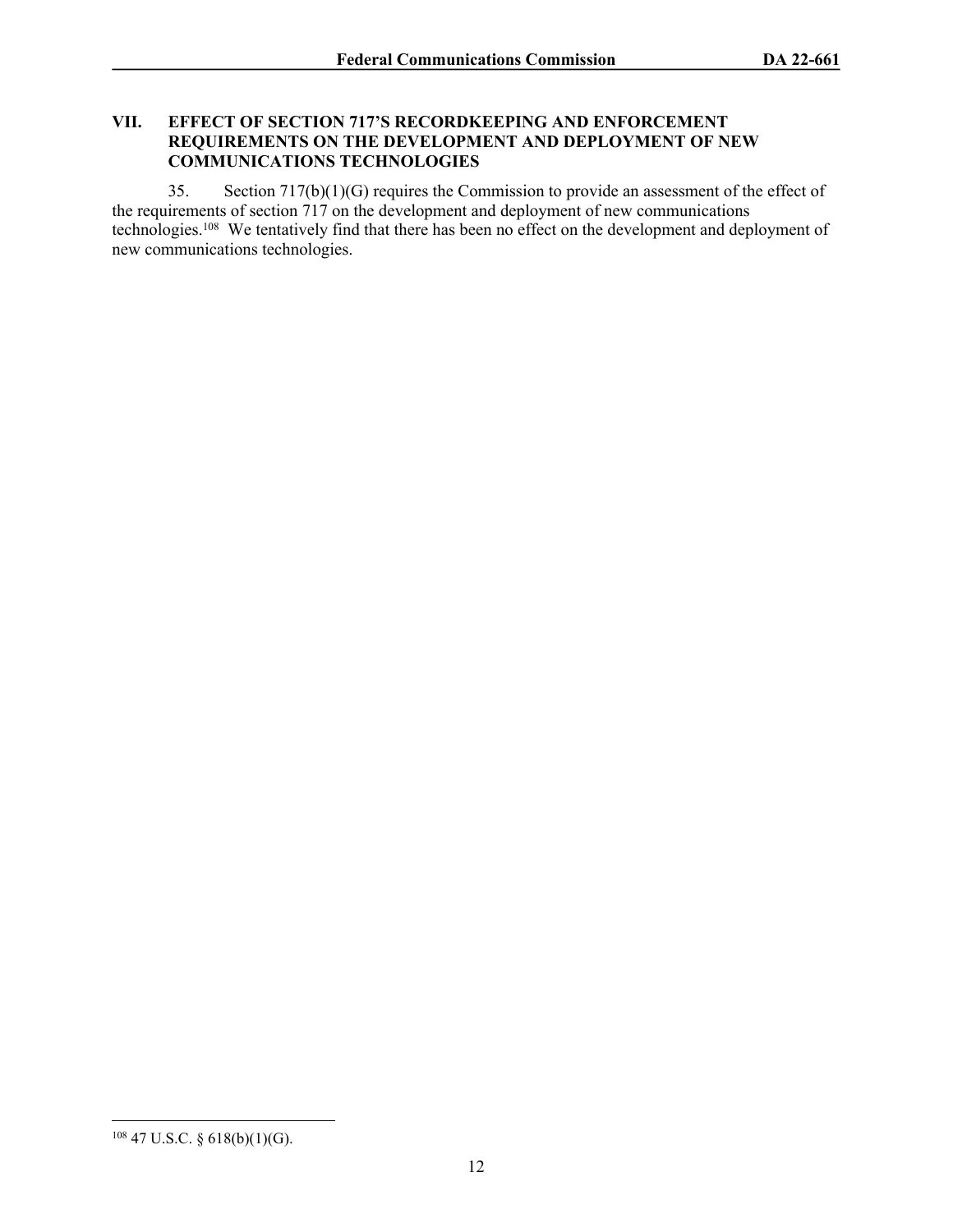## VII. EFFECT OF SECTION 717'S RECORDKEEPING AND ENFORCEMENT REQUIREMENTS ON THE DEVELOPMENT AND DEPLOYMENT OF NEW COMMUNICATIONS TECHNOLOGIES

35. Section 717(b)(1)(G) requires the Commission to provide an assessment of the effect of the requirements of section 717 on the development and deployment of new communications technologies.[108] We tentatively find that there has been no effect on the development and deployment of new communications technologies.

---

[108] 47 U.S.C. § 618(b)(1)(G).